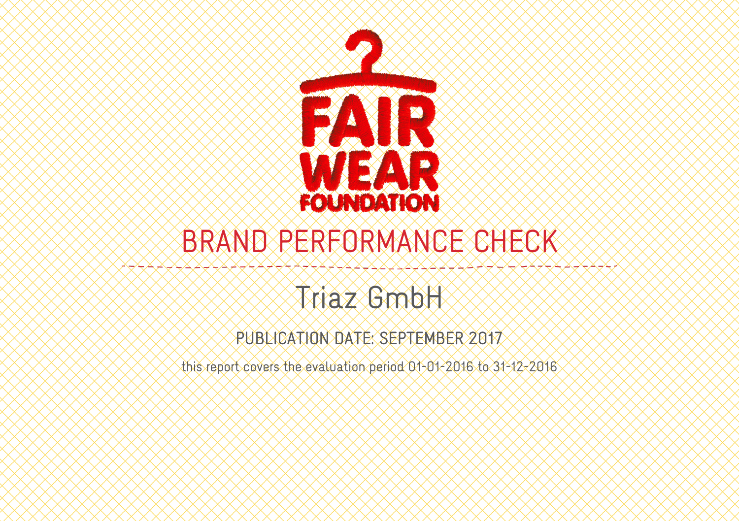FAIR WEAR FOUNDATION

# BRAND PERFORMANCE CHECK

## Triaz GmbH

PUBLICATION DATE: SEPTEMBER 2017

this report covers the evaluation period 01-01-2016 to 31-12-2016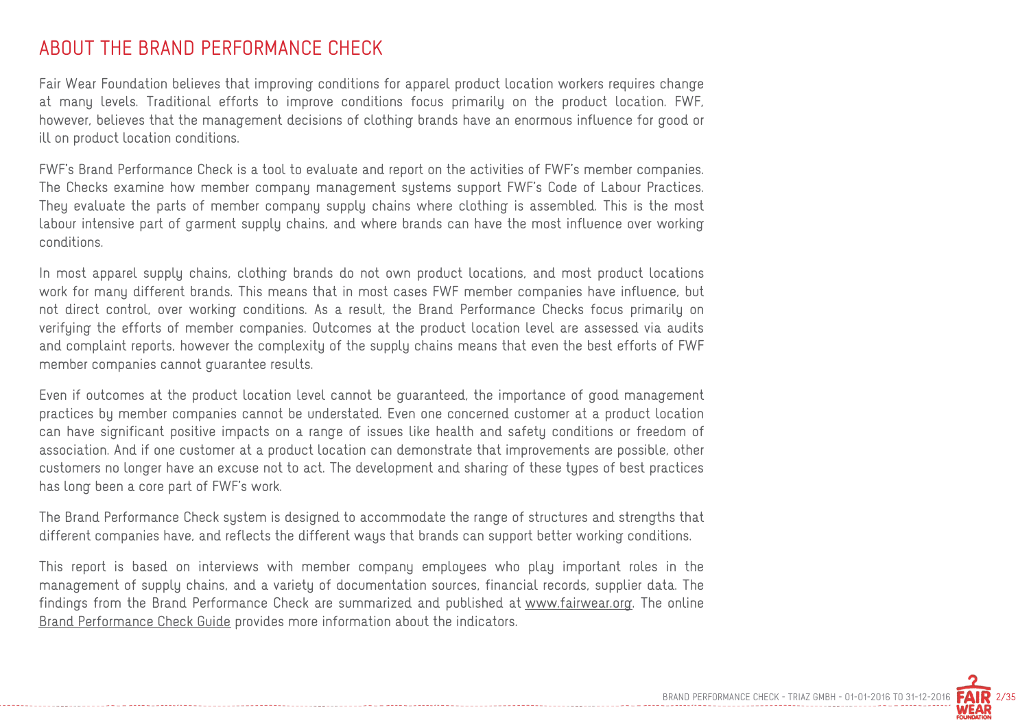# ABOUT THE BRAND PERFORMANCE CHECK

Fair Wear Foundation believes that improving conditions for apparel product location workers requires change at many levels. Traditional efforts to improve conditions focus primarily on the product location. FWF, however, believes that the management decisions of clothing brands have an enormous influence for good or ill on product location conditions.

FWF's Brand Performance Check is a tool to evaluate and report on the activities of FWF's member companies. The Checks examine how member company management systems support FWF's Code of Labour Practices. They evaluate the parts of member company supply chains where clothing is assembled. This is the most labour intensive part of garment supply chains, and where brands can have the most influence over working conditions.

In most apparel supply chains, clothing brands do not own product locations, and most product locations work for many different brands. This means that in most cases FWF member companies have influence, but not direct control, over working conditions. As a result, the Brand Performance Checks focus primarily on verifying the efforts of member companies. Outcomes at the product location level are assessed via audits and complaint reports, however the complexity of the supply chains means that even the best efforts of FWF member companies cannot guarantee results.

Even if outcomes at the product location level cannot be guaranteed, the importance of good management practices by member companies cannot be understated. Even one concerned customer at a product location can have significant positive impacts on a range of issues like health and safety conditions or freedom of association. And if one customer at a product location can demonstrate that improvements are possible, other customers no longer have an excuse not to act. The development and sharing of these types of best practices has long been a core part of FWF's work.

The Brand Performance Check system is designed to accommodate the range of structures and strengths that different companies have, and reflects the different ways that brands can support better working conditions.

This report is based on interviews with member company employees who play important roles in the management of supply chains, and a variety of documentation sources, financial records, supplier data. The findings from the Brand Performance Check are summarized and published at www.fairwear.org. The online Brand Performance Check Guide provides more information about the indicators.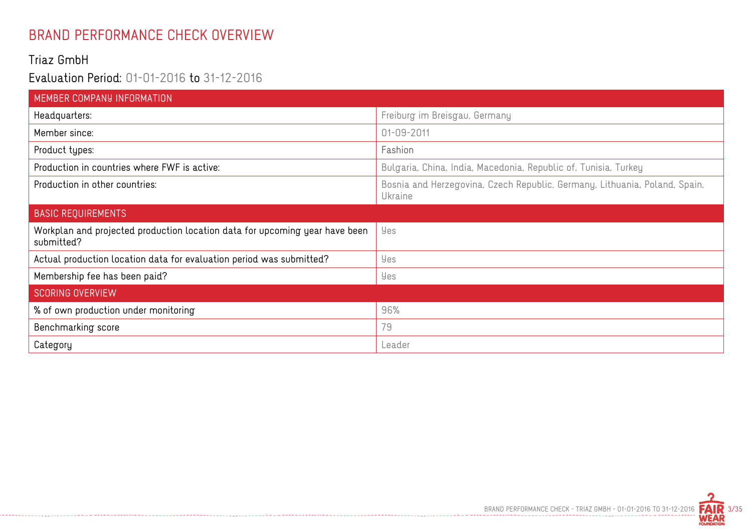# BRAND PERFORMANCE CHECK OVERVIEW

## Triaz GmbH

### Evaluation Period: 01-01-2016 to 31-12-2016

| MEMBER COMPANY INFORMATION | |
|---|---|
| Headquarters: | Freiburg im Breisgau, Germany |
| Member since: | 01-09-2011 |
| Product types: | Fashion |
| Production in countries where FWF is active: | Bulgaria, China, India, Macedonia, Republic of, Tunisia, Turkey |
| Production in other countries: | Bosnia and Herzegovina, Czech Republic, Germany, Lithuania, Poland, Spain, Ukraine |
| **BASIC REQUIREMENTS** | |
| Workplan and projected production location data for upcoming year have been submitted? | Yes |
| Actual production location data for evaluation period was submitted? | Yes |
| Membership fee has been paid? | Yes |
| **SCORING OVERVIEW** | |
| % of own production under monitoring | 96% |
| Benchmarking score | 79 |
| Category | Leader |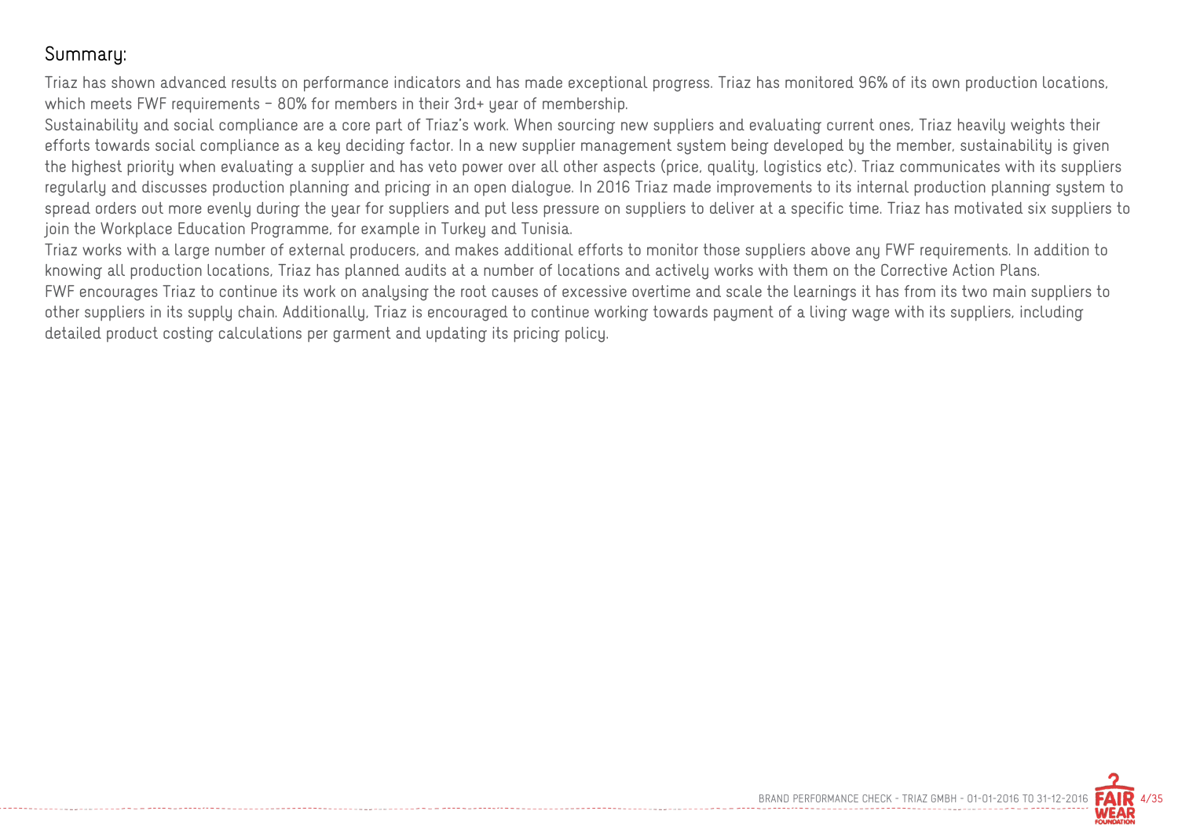## Summary:

Triaz has shown advanced results on performance indicators and has made exceptional progress. Triaz has monitored 96% of its own production locations, which meets FWF requirements - 80% for members in their 3rd+ year of membership.

Sustainability and social compliance are a core part of Triaz's work. When sourcing new suppliers and evaluating current ones, Triaz heavily weights their efforts towards social compliance as a key deciding factor. In a new supplier management system being developed by the member, sustainability is given the highest priority when evaluating a supplier and has veto power over all other aspects (price, quality, logistics etc). Triaz communicates with its suppliers regularly and discusses production planning and pricing in an open dialogue. In 2016 Triaz made improvements to its internal production planning system to spread orders out more evenly during the year for suppliers and put less pressure on suppliers to deliver at a specific time. Triaz has motivated six suppliers to join the Workplace Education Programme, for example in Turkey and Tunisia.

Triaz works with a large number of external producers, and makes additional efforts to monitor those suppliers above any FWF requirements. In addition to knowing all production locations, Triaz has planned audits at a number of locations and actively works with them on the Corrective Action Plans.

FWF encourages Triaz to continue its work on analysing the root causes of excessive overtime and scale the learnings it has from its two main suppliers to other suppliers in its supply chain. Additionally, Triaz is encouraged to continue working towards payment of a living wage with its suppliers, including detailed product costing calculations per garment and updating its pricing policy.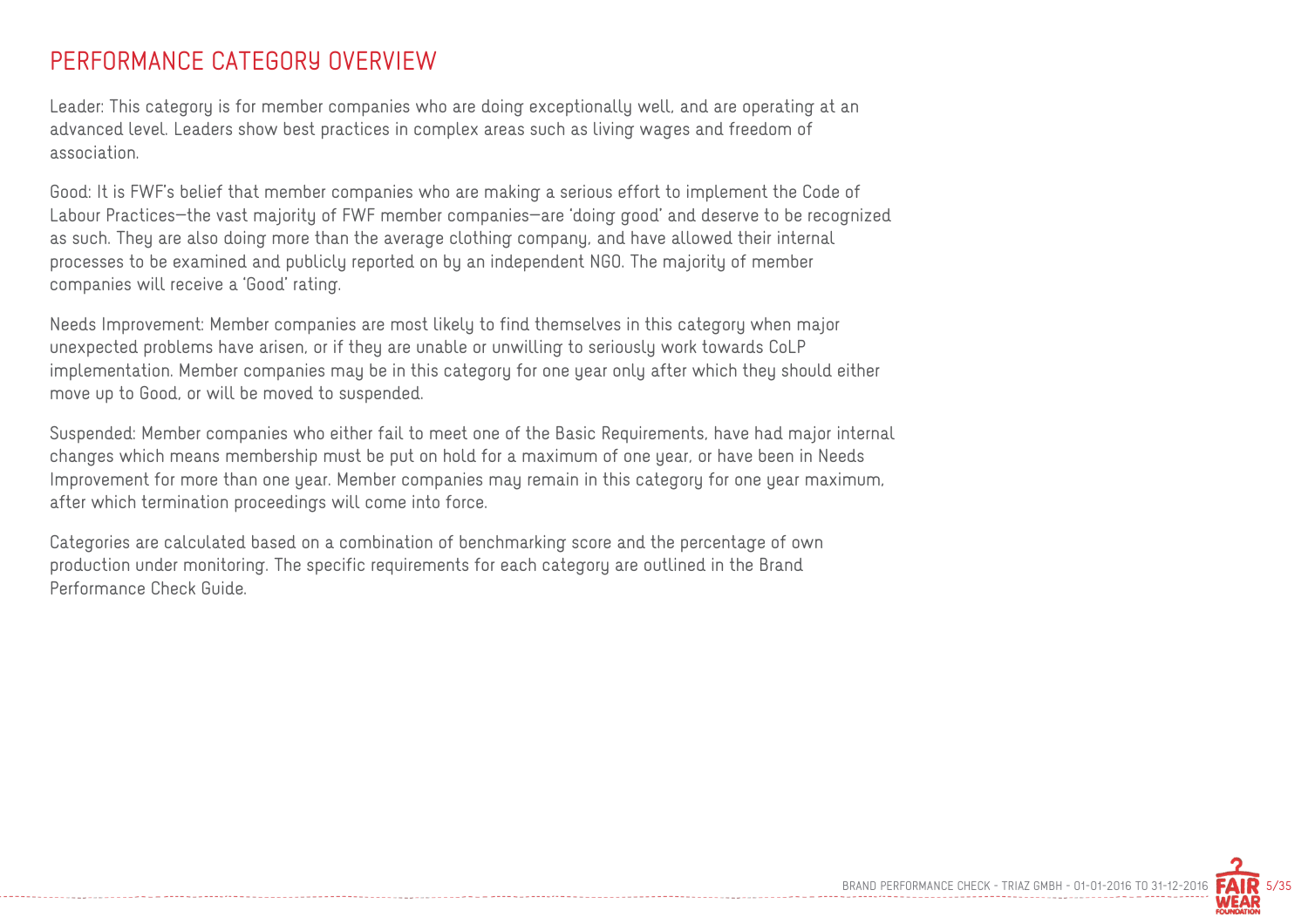# PERFORMANCE CATEGORY OVERVIEW

Leader: This category is for member companies who are doing exceptionally well, and are operating at an advanced level. Leaders show best practices in complex areas such as living wages and freedom of association.

Good: It is FWF's belief that member companies who are making a serious effort to implement the Code of Labour Practices—the vast majority of FWF member companies—are 'doing good' and deserve to be recognized as such. They are also doing more than the average clothing company, and have allowed their internal processes to be examined and publicly reported on by an independent NGO. The majority of member companies will receive a 'Good' rating.

Needs Improvement: Member companies are most likely to find themselves in this category when major unexpected problems have arisen, or if they are unable or unwilling to seriously work towards CoLP implementation. Member companies may be in this category for one year only after which they should either move up to Good, or will be moved to suspended.

Suspended: Member companies who either fail to meet one of the Basic Requirements, have had major internal changes which means membership must be put on hold for a maximum of one year, or have been in Needs Improvement for more than one year. Member companies may remain in this category for one year maximum, after which termination proceedings will come into force.

Categories are calculated based on a combination of benchmarking score and the percentage of own production under monitoring. The specific requirements for each category are outlined in the Brand Performance Check Guide.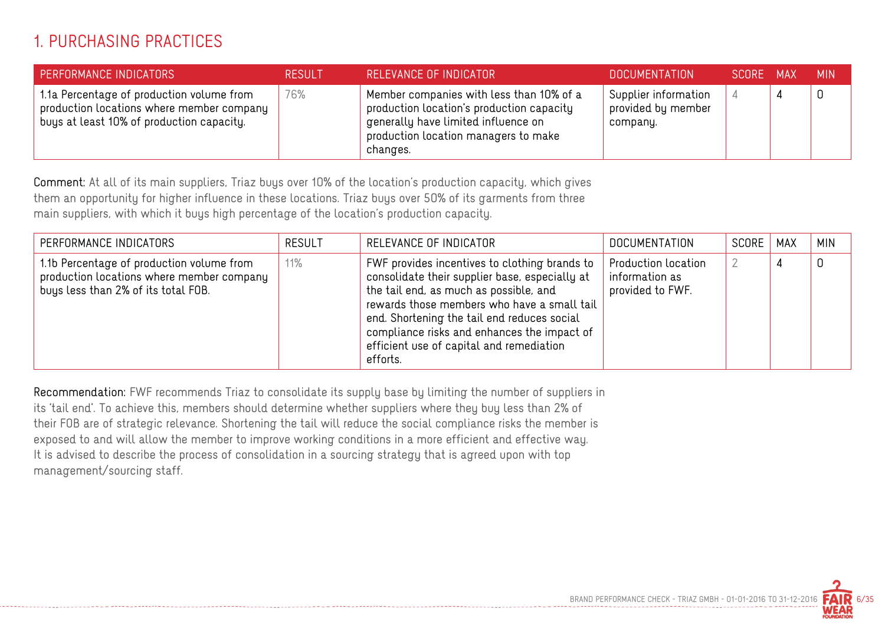# 1. PURCHASING PRACTICES

| PERFORMANCE INDICATORS | RESULT | RELEVANCE OF INDICATOR | DOCUMENTATION | SCORE | MAX | MIN |
|---|---|---|---|---|---|---|
| 1.1a Percentage of production volume from production locations where member company buys at least 10% of production capacity. | 76% | Member companies with less than 10% of a production location's production capacity generally have limited influence on production location managers to make changes. | Supplier information provided by member company. | 4 | 4 | 0 |

**Comment:** At all of its main suppliers, Triaz buys over 10% of the location's production capacity, which gives them an opportunity for higher influence in these locations. Triaz buys over 50% of its garments from three main suppliers, with which it buys high percentage of the location's production capacity.

| PERFORMANCE INDICATORS | RESULT | RELEVANCE OF INDICATOR | DOCUMENTATION | SCORE | MAX | MIN |
|---|---|---|---|---|---|---|
| 1.1b Percentage of production volume from production locations where member company buys less than 2% of its total FOB. | 11% | FWF provides incentives to clothing brands to consolidate their supplier base, especially at the tail end, as much as possible, and rewards those members who have a small tail end. Shortening the tail end reduces social compliance risks and enhances the impact of efficient use of capital and remediation efforts. | Production location information as provided to FWF. | 2 | 4 | 0 |

**Recommendation:** FWF recommends Triaz to consolidate its supply base by limiting the number of suppliers in its 'tail end'. To achieve this, members should determine whether suppliers where they buy less than 2% of their FOB are of strategic relevance. Shortening the tail will reduce the social compliance risks the member is exposed to and will allow the member to improve working conditions in a more efficient and effective way. It is advised to describe the process of consolidation in a sourcing strategy that is agreed upon with top management/sourcing staff.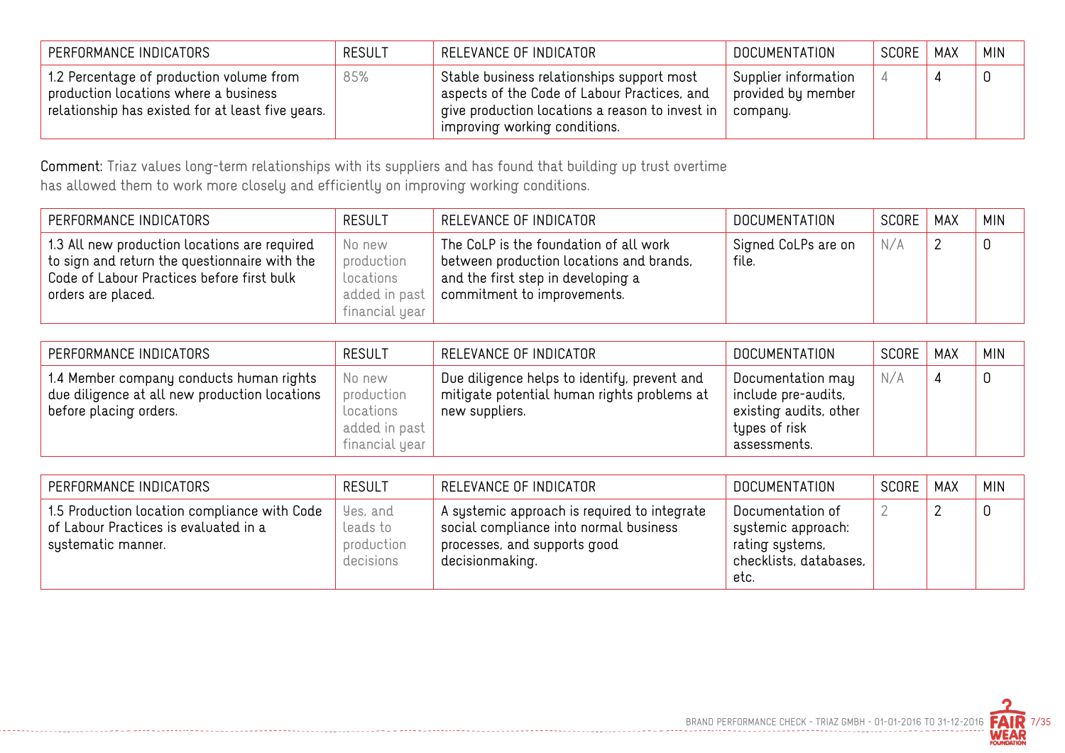| PERFORMANCE INDICATORS | RESULT | RELEVANCE OF INDICATOR | DOCUMENTATION | SCORE | MAX | MIN |
|---|---|---|---|---|---|---|
| 1.2 Percentage of production volume from production locations where a business relationship has existed for at least five years. | 85% | Stable business relationships support most aspects of the Code of Labour Practices, and give production locations a reason to invest in improving working conditions. | Supplier information provided by member company. | 4 | 4 | 0 |

**Comment:** Triaz values long-term relationships with its suppliers and has found that building up trust overtime has allowed them to work more closely and efficiently on improving working conditions.

| PERFORMANCE INDICATORS | RESULT | RELEVANCE OF INDICATOR | DOCUMENTATION | SCORE | MAX | MIN |
|---|---|---|---|---|---|---|
| 1.3 All new production locations are required to sign and return the questionnaire with the Code of Labour Practices before first bulk orders are placed. | No new production locations added in past financial year | The CoLP is the foundation of all work between production locations and brands, and the first step in developing a commitment to improvements. | Signed CoLPs are on file. | N/A | 2 | 0 |

| PERFORMANCE INDICATORS | RESULT | RELEVANCE OF INDICATOR | DOCUMENTATION | SCORE | MAX | MIN |
|---|---|---|---|---|---|---|
| 1.4 Member company conducts human rights due diligence at all new production locations before placing orders. | No new production locations added in past financial year | Due diligence helps to identify, prevent and mitigate potential human rights problems at new suppliers. | Documentation may include pre-audits, existing audits, other types of risk assessments. | N/A | 4 | 0 |

| PERFORMANCE INDICATORS | RESULT | RELEVANCE OF INDICATOR | DOCUMENTATION | SCORE | MAX | MIN |
|---|---|---|---|---|---|---|
| 1.5 Production location compliance with Code of Labour Practices is evaluated in a systematic manner. | Yes, and leads to production decisions | A systemic approach is required to integrate social compliance into normal business processes, and supports good decisionmaking. | Documentation of systemic approach: rating systems, checklists, databases, etc. | 2 | 2 | 0 |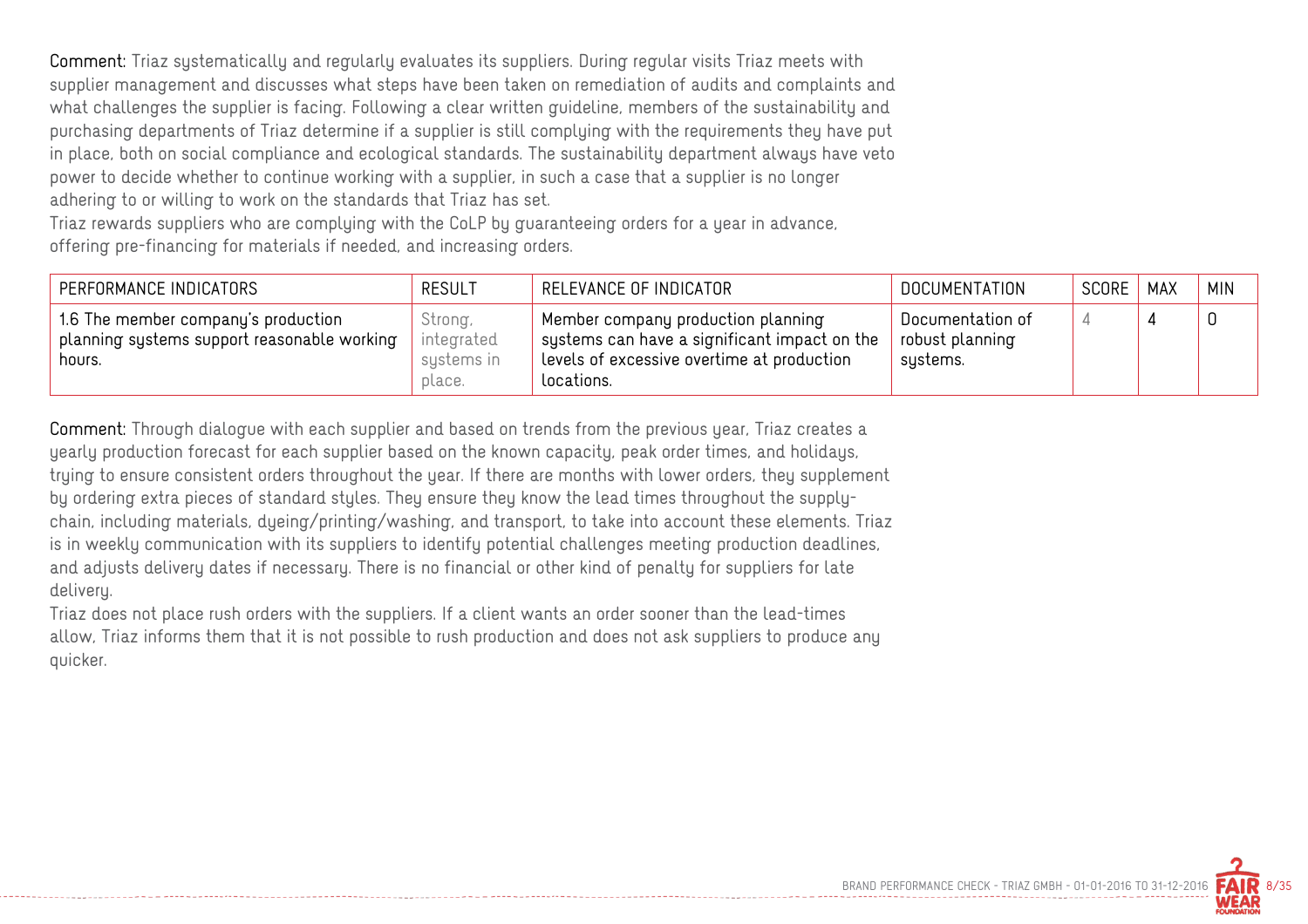**Comment:** Triaz systematically and regularly evaluates its suppliers. During regular visits Triaz meets with supplier management and discusses what steps have been taken on remediation of audits and complaints and what challenges the supplier is facing. Following a clear written guideline, members of the sustainability and purchasing departments of Triaz determine if a supplier is still complying with the requirements they have put in place, both on social compliance and ecological standards. The sustainability department always have veto power to decide whether to continue working with a supplier, in such a case that a supplier is no longer adhering to or willing to work on the standards that Triaz has set.
Triaz rewards suppliers who are complying with the CoLP by guaranteeing orders for a year in advance, offering pre-financing for materials if needed, and increasing orders.

| PERFORMANCE INDICATORS | RESULT | RELEVANCE OF INDICATOR | DOCUMENTATION | SCORE | MAX | MIN |
|---|---|---|---|---|---|---|
| 1.6 The member company's production planning systems support reasonable working hours. | Strong, integrated systems in place. | Member company production planning systems can have a significant impact on the levels of excessive overtime at production locations. | Documentation of robust planning systems. | 4 | 4 | 0 |

**Comment:** Through dialogue with each supplier and based on trends from the previous year, Triaz creates a yearly production forecast for each supplier based on the known capacity, peak order times, and holidays, trying to ensure consistent orders throughout the year. If there are months with lower orders, they supplement by ordering extra pieces of standard styles. They ensure they know the lead times throughout the supply-chain, including materials, dyeing/printing/washing, and transport, to take into account these elements. Triaz is in weekly communication with its suppliers to identify potential challenges meeting production deadlines, and adjusts delivery dates if necessary. There is no financial or other kind of penalty for suppliers for late delivery.
Triaz does not place rush orders with the suppliers. If a client wants an order sooner than the lead-times allow, Triaz informs them that it is not possible to rush production and does not ask suppliers to produce any quicker.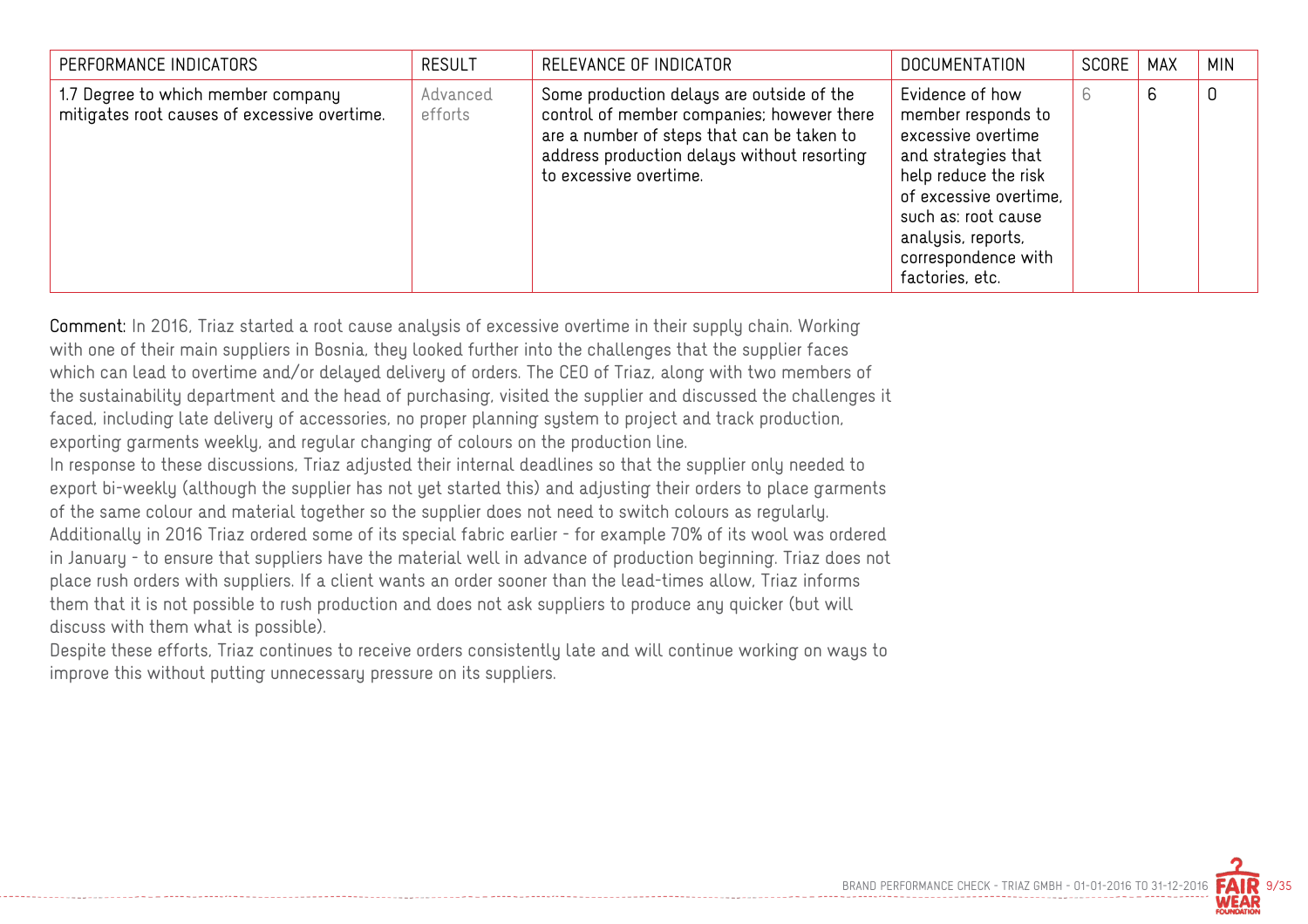| PERFORMANCE INDICATORS | RESULT | RELEVANCE OF INDICATOR | DOCUMENTATION | SCORE | MAX | MIN |
|---|---|---|---|---|---|---|
| 1.7 Degree to which member company mitigates root causes of excessive overtime. | Advanced efforts | Some production delays are outside of the control of member companies; however there are a number of steps that can be taken to address production delays without resorting to excessive overtime. | Evidence of how member responds to excessive overtime and strategies that help reduce the risk of excessive overtime, such as: root cause analysis, reports, correspondence with factories, etc. | 6 | 6 | 0 |

**Comment:** In 2016, Triaz started a root cause analysis of excessive overtime in their supply chain. Working with one of their main suppliers in Bosnia, they looked further into the challenges that the supplier faces which can lead to overtime and/or delayed delivery of orders. The CEO of Triaz, along with two members of the sustainability department and the head of purchasing, visited the supplier and discussed the challenges it faced, including late delivery of accessories, no proper planning system to project and track production, exporting garments weekly, and regular changing of colours on the production line.

In response to these discussions, Triaz adjusted their internal deadlines so that the supplier only needed to export bi-weekly (although the supplier has not yet started this) and adjusting their orders to place garments of the same colour and material together so the supplier does not need to switch colours as regularly.

Additionally in 2016 Triaz ordered some of its special fabric earlier - for example 70% of its wool was ordered in January - to ensure that suppliers have the material well in advance of production beginning. Triaz does not place rush orders with suppliers. If a client wants an order sooner than the lead-times allow, Triaz informs them that it is not possible to rush production and does not ask suppliers to produce any quicker (but will discuss with them what is possible).

Despite these efforts, Triaz continues to receive orders consistently late and will continue working on ways to improve this without putting unnecessary pressure on its suppliers.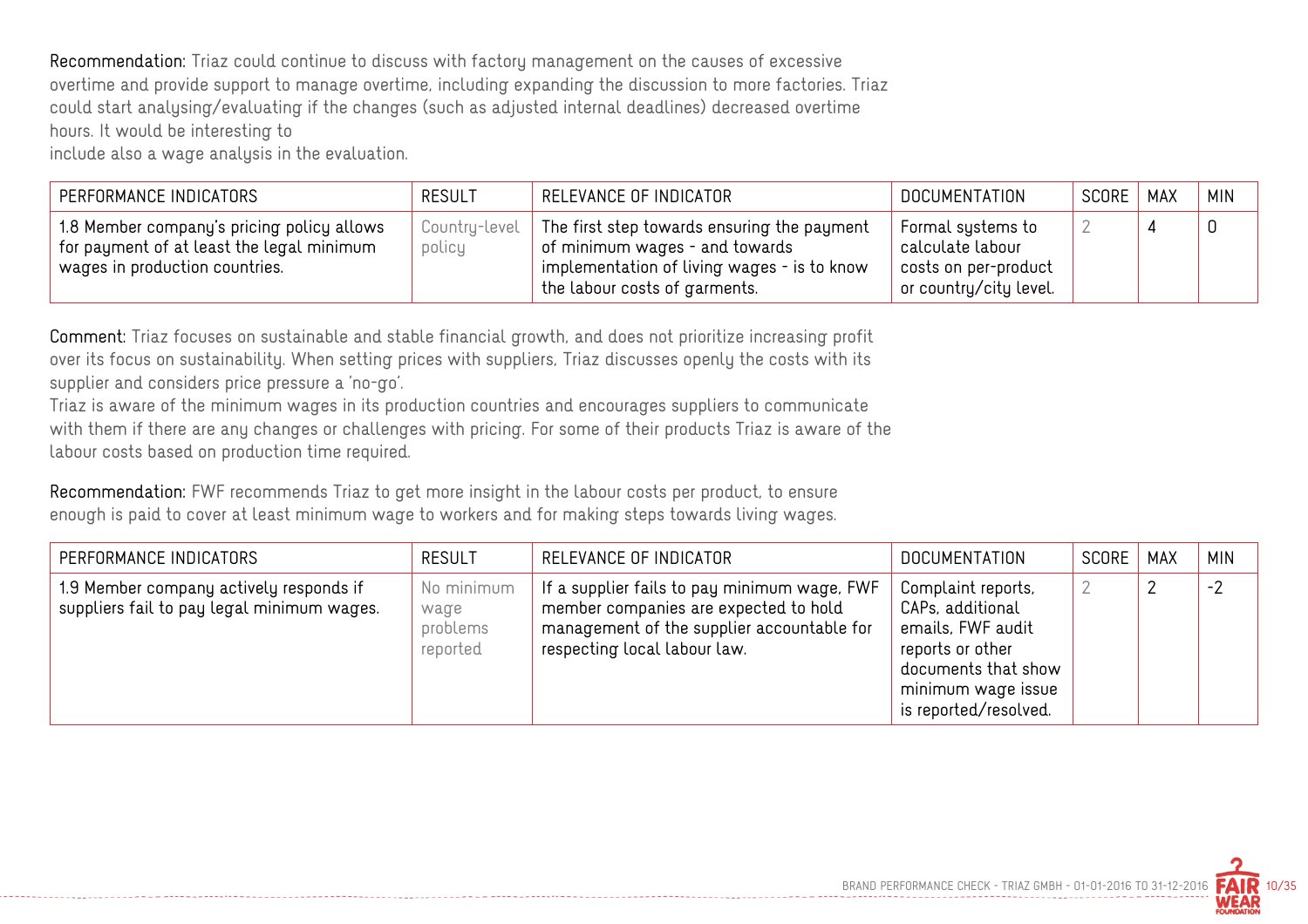**Recommendation:** Triaz could continue to discuss with factory management on the causes of excessive overtime and provide support to manage overtime, including expanding the discussion to more factories. Triaz could start analysing/evaluating if the changes (such as adjusted internal deadlines) decreased overtime hours. It would be interesting to
include also a wage analysis in the evaluation.

| PERFORMANCE INDICATORS | RESULT | RELEVANCE OF INDICATOR | DOCUMENTATION | SCORE | MAX | MIN |
|---|---|---|---|---|---|---|
| 1.8 Member company's pricing policy allows for payment of at least the legal minimum wages in production countries. | Country-level policy | The first step towards ensuring the payment of minimum wages - and towards implementation of living wages - is to know the labour costs of garments. | Formal systems to calculate labour costs on per-product or country/city level. | 2 | 4 | 0 |

**Comment:** Triaz focuses on sustainable and stable financial growth, and does not prioritize increasing profit over its focus on sustainability. When setting prices with suppliers, Triaz discusses openly the costs with its supplier and considers price pressure a 'no-go'.
Triaz is aware of the minimum wages in its production countries and encourages suppliers to communicate with them if there are any changes or challenges with pricing. For some of their products Triaz is aware of the labour costs based on production time required.

**Recommendation:** FWF recommends Triaz to get more insight in the labour costs per product, to ensure enough is paid to cover at least minimum wage to workers and for making steps towards living wages.

| PERFORMANCE INDICATORS | RESULT | RELEVANCE OF INDICATOR | DOCUMENTATION | SCORE | MAX | MIN |
|---|---|---|---|---|---|---|
| 1.9 Member company actively responds if suppliers fail to pay legal minimum wages. | No minimum wage problems reported | If a supplier fails to pay minimum wage, FWF member companies are expected to hold management of the supplier accountable for respecting local labour law. | Complaint reports, CAPs, additional emails, FWF audit reports or other documents that show minimum wage issue is reported/resolved. | 2 | 2 | -2 |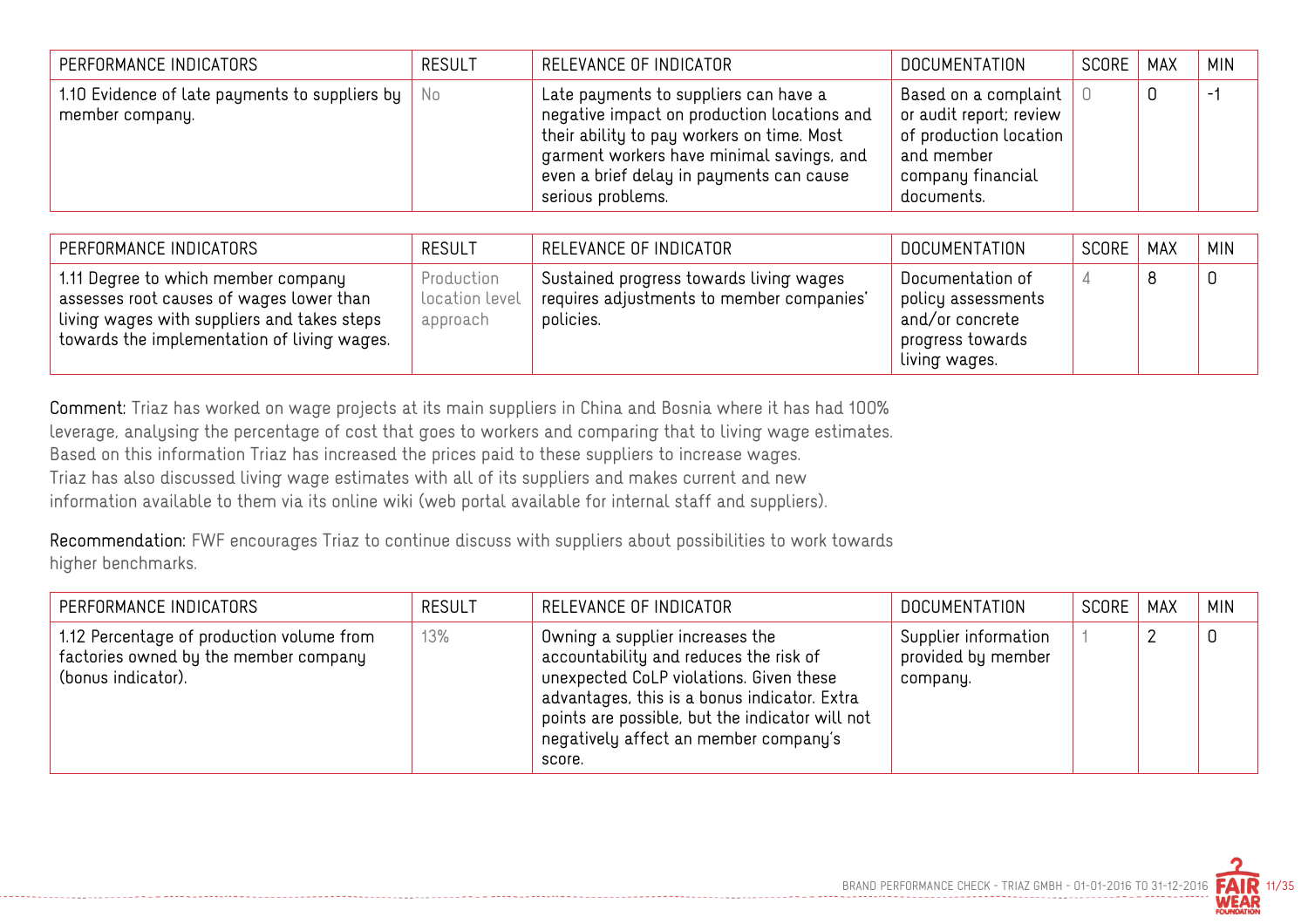| PERFORMANCE INDICATORS | RESULT | RELEVANCE OF INDICATOR | DOCUMENTATION | SCORE | MAX | MIN |
|---|---|---|---|---|---|---|
| 1.10 Evidence of late payments to suppliers by member company. | No | Late payments to suppliers can have a negative impact on production locations and their ability to pay workers on time. Most garment workers have minimal savings, and even a brief delay in payments can cause serious problems. | Based on a complaint or audit report; review of production location and member company financial documents. | 0 | 0 | -1 |

| PERFORMANCE INDICATORS | RESULT | RELEVANCE OF INDICATOR | DOCUMENTATION | SCORE | MAX | MIN |
|---|---|---|---|---|---|---|
| 1.11 Degree to which member company assesses root causes of wages lower than living wages with suppliers and takes steps towards the implementation of living wages. | Production location level approach | Sustained progress towards living wages requires adjustments to member companies' policies. | Documentation of policy assessments and/or concrete progress towards living wages. | 4 | 8 | 0 |

**Comment:** Triaz has worked on wage projects at its main suppliers in China and Bosnia where it has had 100% leverage, analysing the percentage of cost that goes to workers and comparing that to living wage estimates. Based on this information Triaz has increased the prices paid to these suppliers to increase wages. Triaz has also discussed living wage estimates with all of its suppliers and makes current and new information available to them via its online wiki (web portal available for internal staff and suppliers).

**Recommendation:** FWF encourages Triaz to continue discuss with suppliers about possibilities to work towards higher benchmarks.

| PERFORMANCE INDICATORS | RESULT | RELEVANCE OF INDICATOR | DOCUMENTATION | SCORE | MAX | MIN |
|---|---|---|---|---|---|---|
| 1.12 Percentage of production volume from factories owned by the member company (bonus indicator). | 13% | Owning a supplier increases the accountability and reduces the risk of unexpected CoLP violations. Given these advantages, this is a bonus indicator. Extra points are possible, but the indicator will not negatively affect an member company's score. | Supplier information provided by member company. | 1 | 2 | 0 |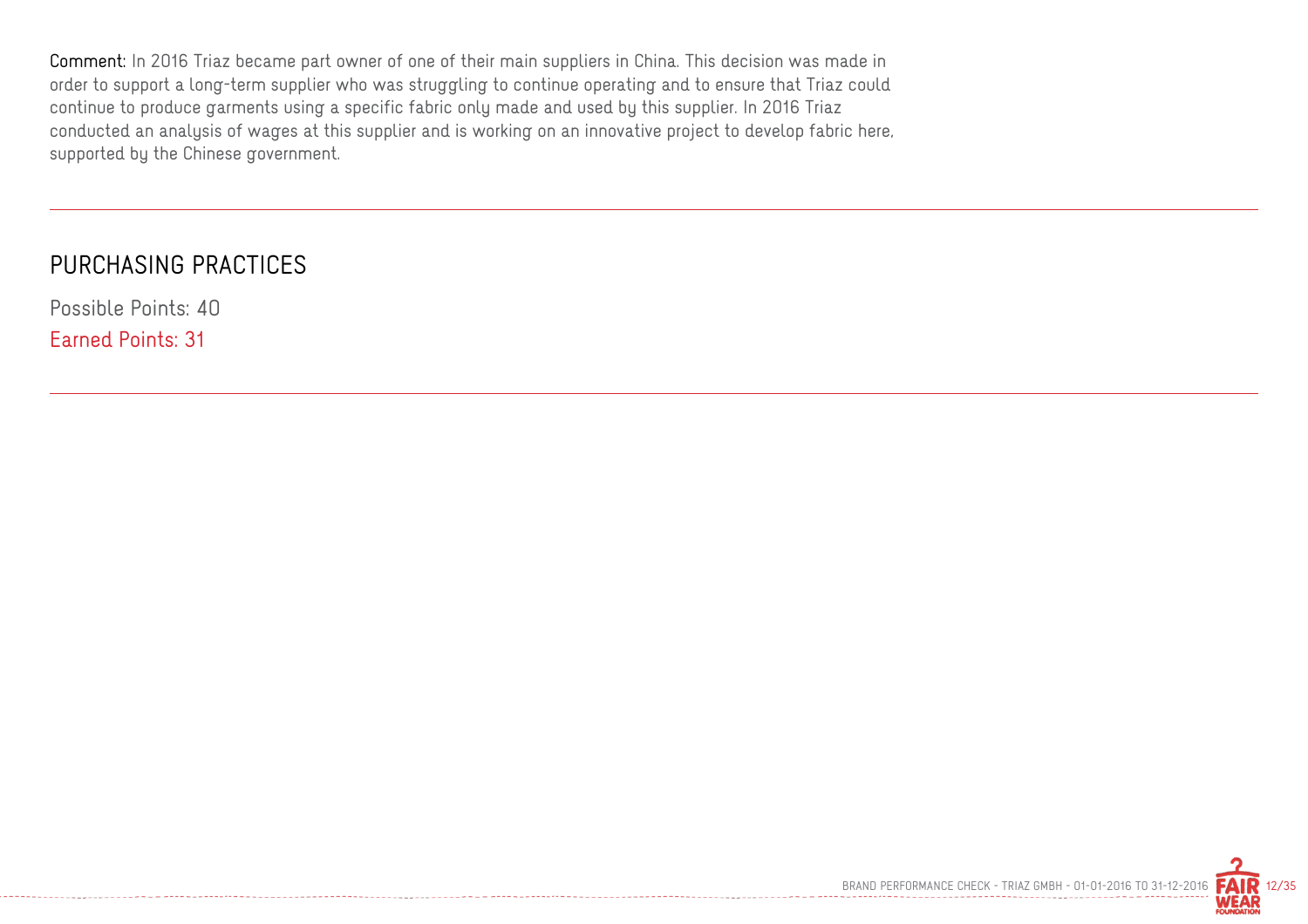**Comment:** In 2016 Triaz became part owner of one of their main suppliers in China. This decision was made in order to support a long-term supplier who was struggling to continue operating and to ensure that Triaz could continue to produce garments using a specific fabric only made and used by this supplier. In 2016 Triaz conducted an analysis of wages at this supplier and is working on an innovative project to develop fabric here, supported by the Chinese government.

---

## PURCHASING PRACTICES

Possible Points: 40

Earned Points: 31

---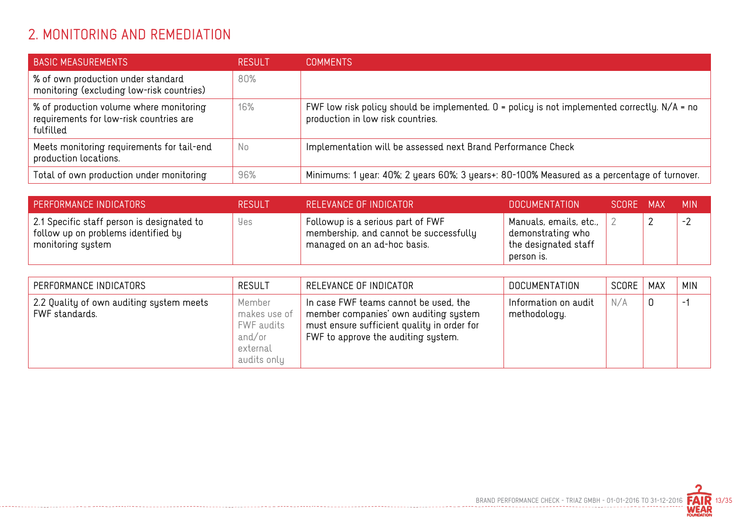## 2. MONITORING AND REMEDIATION

| BASIC MEASUREMENTS | RESULT | COMMENTS |
|---|---|---|
| % of own production under standard monitoring (excluding low-risk countries) | 80% | |
| % of production volume where monitoring requirements for low-risk countries are fulfilled | 16% | FWF low risk policy should be implemented. 0 = policy is not implemented correctly. N/A = no production in low risk countries. |
| Meets monitoring requirements for tail-end production locations. | No | Implementation will be assessed next Brand Performance Check |
| Total of own production under monitoring | 96% | Minimums: 1 year: 40%; 2 years 60%; 3 years+: 80-100% Measured as a percentage of turnover. |

| PERFORMANCE INDICATORS | RESULT | RELEVANCE OF INDICATOR | DOCUMENTATION | SCORE | MAX | MIN |
|---|---|---|---|---|---|---|
| 2.1 Specific staff person is designated to follow up on problems identified by monitoring system | Yes | Followup is a serious part of FWF membership, and cannot be successfully managed on an ad-hoc basis. | Manuals, emails, etc., demonstrating who the designated staff person is. | 2 | 2 | -2 |

| PERFORMANCE INDICATORS | RESULT | RELEVANCE OF INDICATOR | DOCUMENTATION | SCORE | MAX | MIN |
|---|---|---|---|---|---|---|
| 2.2 Quality of own auditing system meets FWF standards. | Member makes use of FWF audits and/or external audits only | In case FWF teams cannot be used, the member companies' own auditing system must ensure sufficient quality in order for FWF to approve the auditing system. | Information on audit methodology. | N/A | 0 | -1 |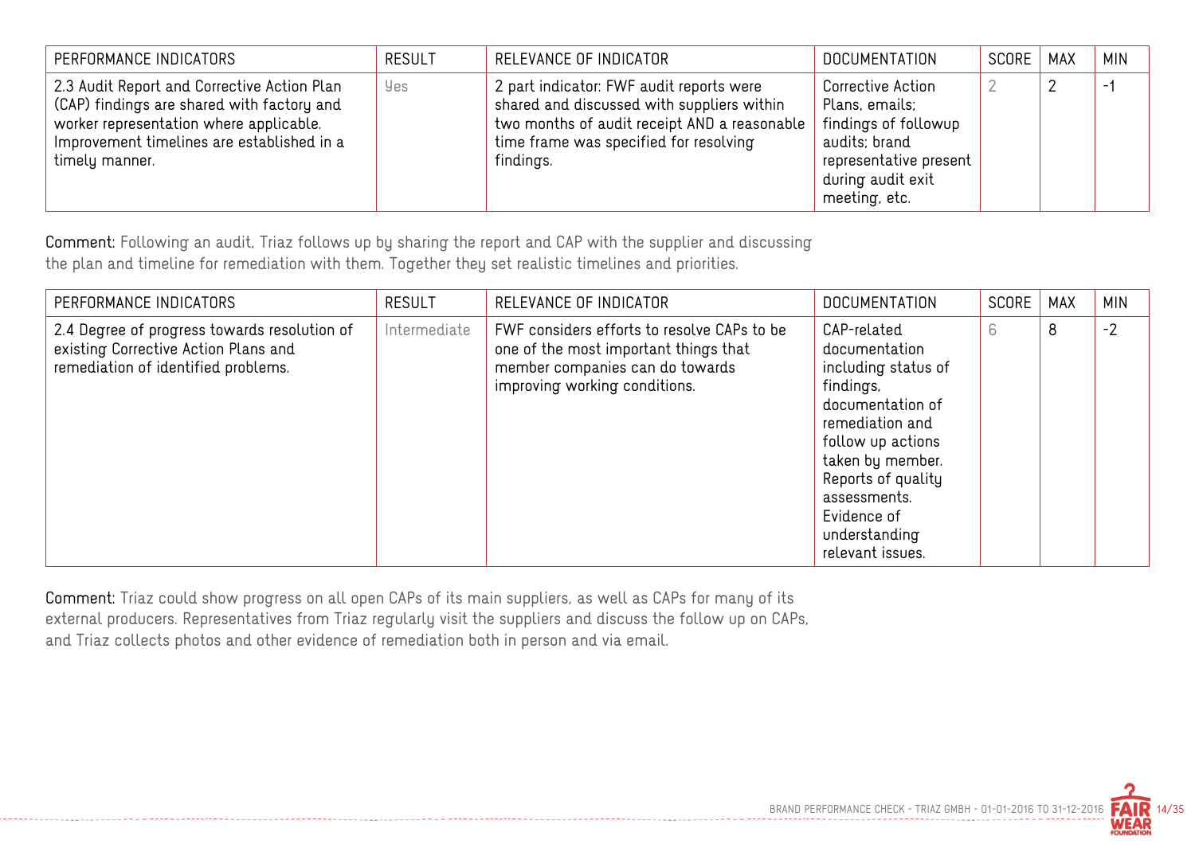| PERFORMANCE INDICATORS | RESULT | RELEVANCE OF INDICATOR | DOCUMENTATION | SCORE | MAX | MIN |
| --- | --- | --- | --- | --- | --- | --- |
| 2.3 Audit Report and Corrective Action Plan (CAP) findings are shared with factory and worker representation where applicable. Improvement timelines are established in a timely manner. | Yes | 2 part indicator: FWF audit reports were shared and discussed with suppliers within two months of audit receipt AND a reasonable time frame was specified for resolving findings. | Corrective Action Plans, emails; findings of followup audits; brand representative present during audit exit meeting, etc. | 2 | 2 | -1 |

**Comment:** Following an audit, Triaz follows up by sharing the report and CAP with the supplier and discussing the plan and timeline for remediation with them. Together they set realistic timelines and priorities.

| PERFORMANCE INDICATORS | RESULT | RELEVANCE OF INDICATOR | DOCUMENTATION | SCORE | MAX | MIN |
| --- | --- | --- | --- | --- | --- | --- |
| 2.4 Degree of progress towards resolution of existing Corrective Action Plans and remediation of identified problems. | Intermediate | FWF considers efforts to resolve CAPs to be one of the most important things that member companies can do towards improving working conditions. | CAP-related documentation including status of findings, documentation of remediation and follow up actions taken by member. Reports of quality assessments. Evidence of understanding relevant issues. | 6 | 8 | -2 |

**Comment:** Triaz could show progress on all open CAPs of its main suppliers, as well as CAPs for many of its external producers. Representatives from Triaz regularly visit the suppliers and discuss the follow up on CAPs, and Triaz collects photos and other evidence of remediation both in person and via email.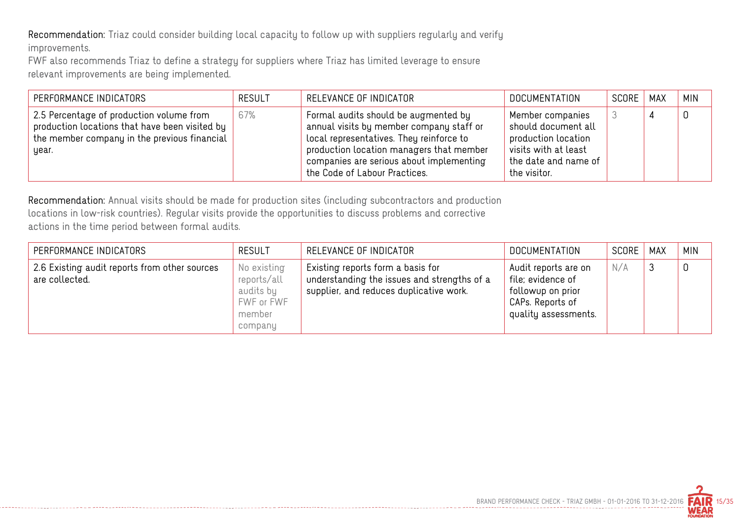**Recommendation:** Triaz could consider building local capacity to follow up with suppliers regularly and verify improvements.
FWF also recommends Triaz to define a strategy for suppliers where Triaz has limited leverage to ensure relevant improvements are being implemented.

| PERFORMANCE INDICATORS | RESULT | RELEVANCE OF INDICATOR | DOCUMENTATION | SCORE | MAX | MIN |
|---|---|---|---|---|---|---|
| 2.5 Percentage of production volume from production locations that have been visited by the member company in the previous financial year. | 67% | Formal audits should be augmented by annual visits by member company staff or local representatives. They reinforce to production location managers that member companies are serious about implementing the Code of Labour Practices. | Member companies should document all production location visits with at least the date and name of the visitor. | 3 | 4 | 0 |

**Recommendation:** Annual visits should be made for production sites (including subcontractors and production locations in low-risk countries). Regular visits provide the opportunities to discuss problems and corrective actions in the time period between formal audits.

| PERFORMANCE INDICATORS | RESULT | RELEVANCE OF INDICATOR | DOCUMENTATION | SCORE | MAX | MIN |
|---|---|---|---|---|---|---|
| 2.6 Existing audit reports from other sources are collected. | No existing reports/all audits by FWF or FWF member company | Existing reports form a basis for understanding the issues and strengths of a supplier, and reduces duplicative work. | Audit reports are on file; evidence of followup on prior CAPs. Reports of quality assessments. | N/A | 3 | 0 |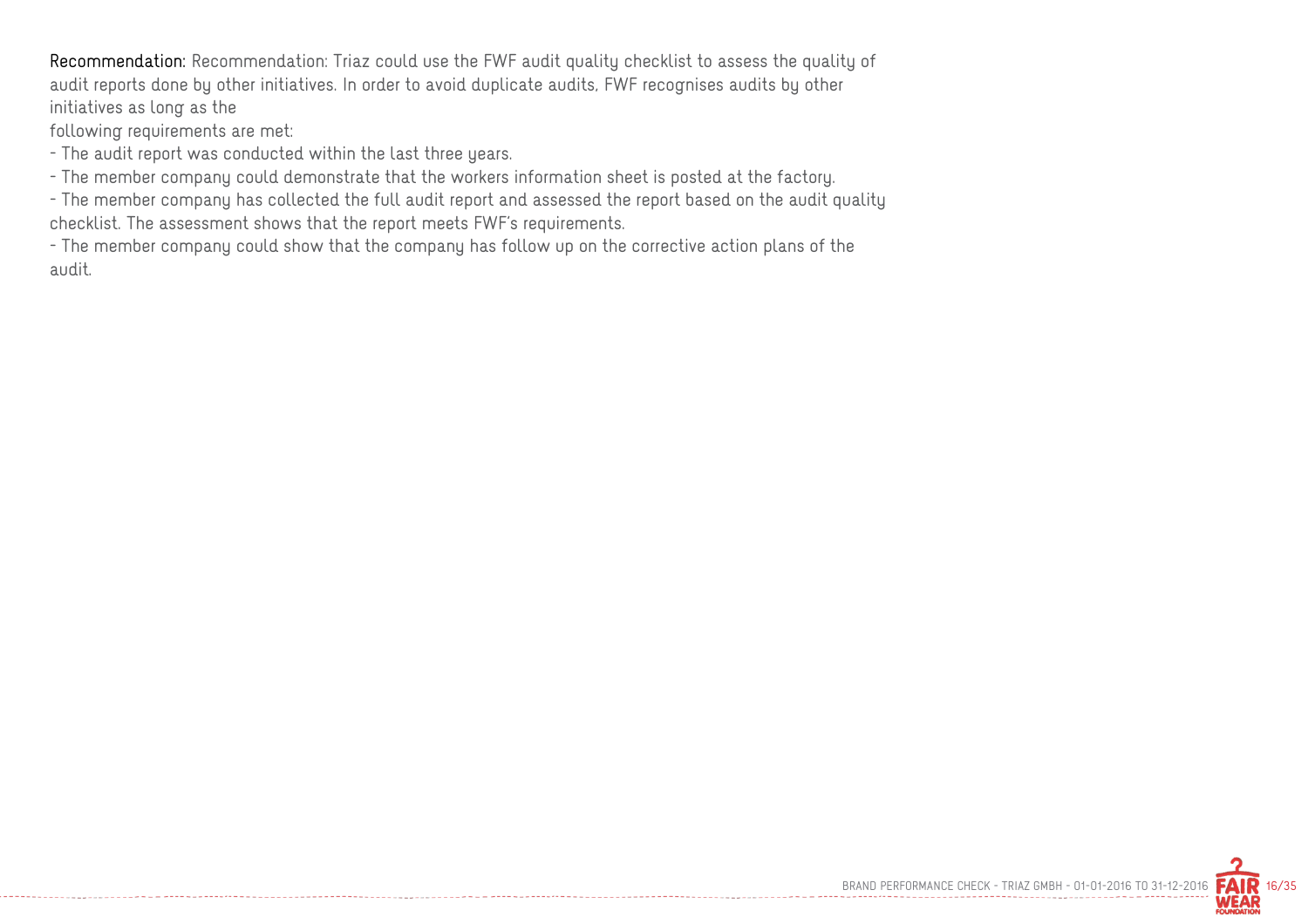**Recommendation:** Recommendation: Triaz could use the FWF audit quality checklist to assess the quality of audit reports done by other initiatives. In order to avoid duplicate audits, FWF recognises audits by other initiatives as long as the
following requirements are met:

- The audit report was conducted within the last three years.
- The member company could demonstrate that the workers information sheet is posted at the factory.
- The member company has collected the full audit report and assessed the report based on the audit quality checklist. The assessment shows that the report meets FWF's requirements.
- The member company could show that the company has follow up on the corrective action plans of the audit.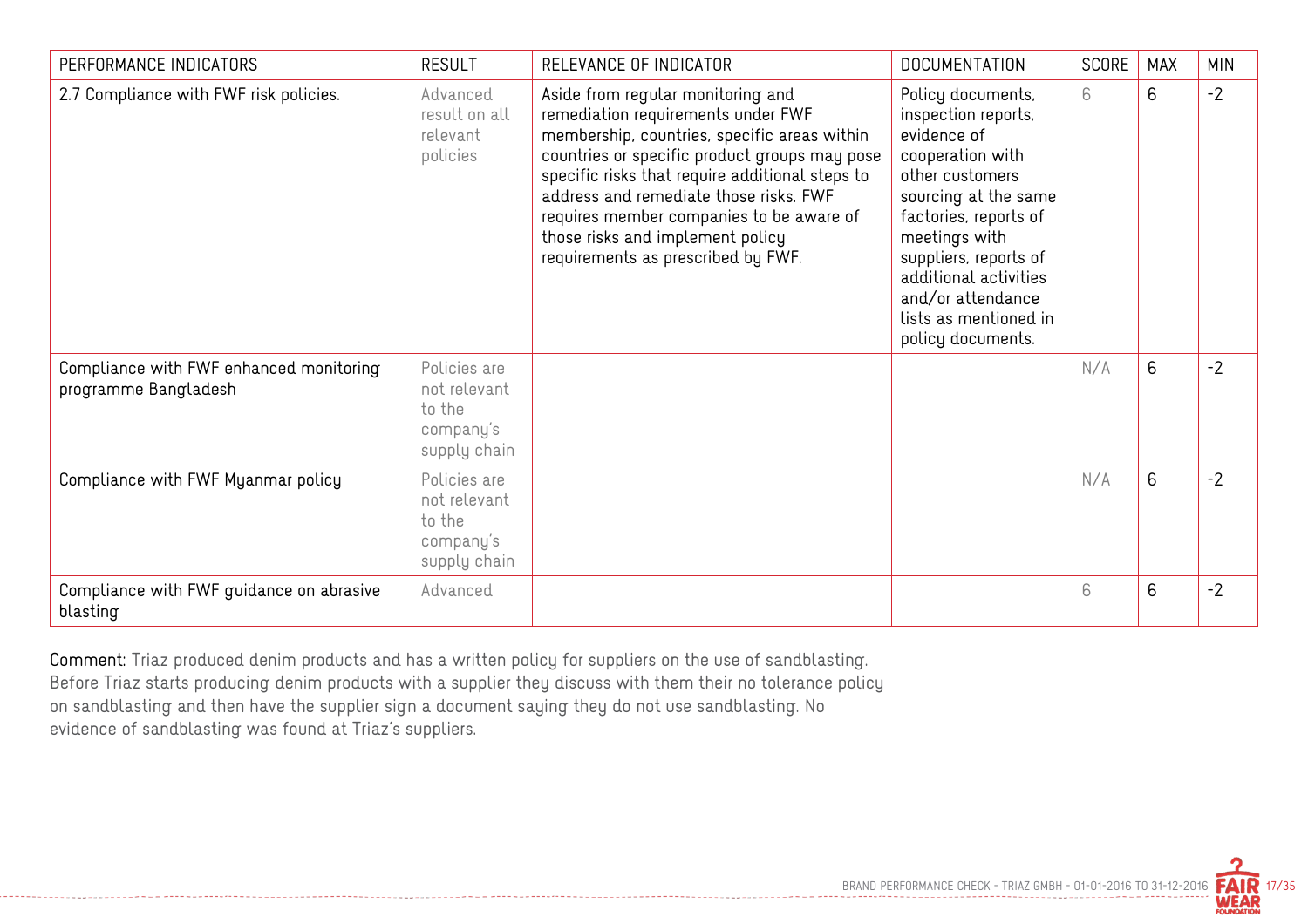| PERFORMANCE INDICATORS | RESULT | RELEVANCE OF INDICATOR | DOCUMENTATION | SCORE | MAX | MIN |
| --- | --- | --- | --- | --- | --- | --- |
| 2.7 Compliance with FWF risk policies. | Advanced result on all relevant policies | Aside from regular monitoring and remediation requirements under FWF membership, countries, specific areas within countries or specific product groups may pose specific risks that require additional steps to address and remediate those risks. FWF requires member companies to be aware of those risks and implement policy requirements as prescribed by FWF. | Policy documents, inspection reports, evidence of cooperation with other customers sourcing at the same factories, reports of meetings with suppliers, reports of additional activities and/or attendance lists as mentioned in policy documents. | 6 | 6 | -2 |
| Compliance with FWF enhanced monitoring programme Bangladesh | Policies are not relevant to the company's supply chain | | | N/A | 6 | -2 |
| Compliance with FWF Myanmar policy | Policies are not relevant to the company's supply chain | | | N/A | 6 | -2 |
| Compliance with FWF guidance on abrasive blasting | Advanced | | | 6 | 6 | -2 |

**Comment:** Triaz produced denim products and has a written policy for suppliers on the use of sandblasting. Before Triaz starts producing denim products with a supplier they discuss with them their no tolerance policy on sandblasting and then have the supplier sign a document saying they do not use sandblasting. No evidence of sandblasting was found at Triaz's suppliers.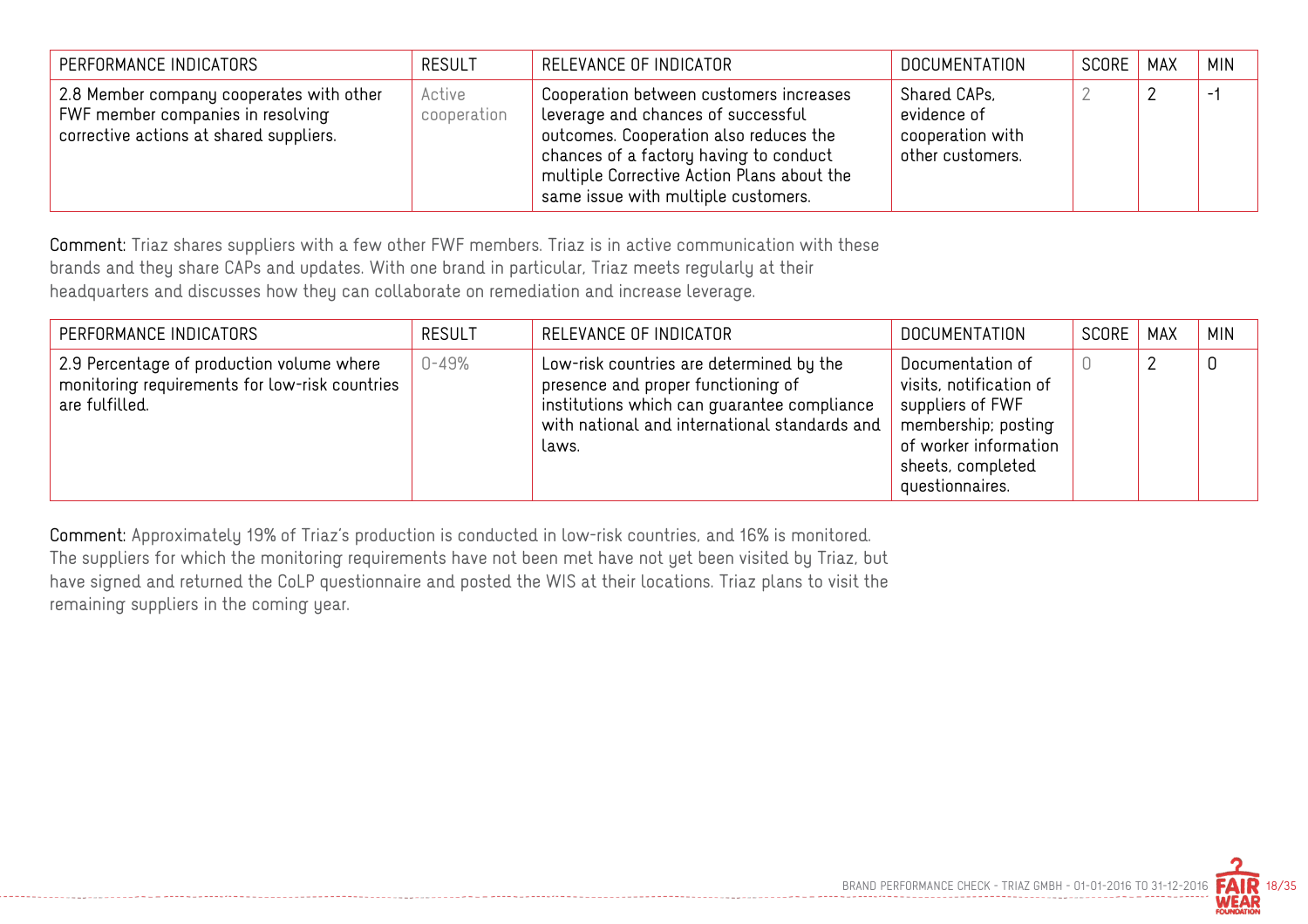| PERFORMANCE INDICATORS | RESULT | RELEVANCE OF INDICATOR | DOCUMENTATION | SCORE | MAX | MIN |
|---|---|---|---|---|---|---|
| 2.8 Member company cooperates with other FWF member companies in resolving corrective actions at shared suppliers. | Active cooperation | Cooperation between customers increases leverage and chances of successful outcomes. Cooperation also reduces the chances of a factory having to conduct multiple Corrective Action Plans about the same issue with multiple customers. | Shared CAPs, evidence of cooperation with other customers. | 2 | 2 | -1 |

**Comment:** Triaz shares suppliers with a few other FWF members. Triaz is in active communication with these brands and they share CAPs and updates. With one brand in particular, Triaz meets regularly at their headquarters and discusses how they can collaborate on remediation and increase leverage.

| PERFORMANCE INDICATORS | RESULT | RELEVANCE OF INDICATOR | DOCUMENTATION | SCORE | MAX | MIN |
|---|---|---|---|---|---|---|
| 2.9 Percentage of production volume where monitoring requirements for low-risk countries are fulfilled. | 0-49% | Low-risk countries are determined by the presence and proper functioning of institutions which can guarantee compliance with national and international standards and laws. | Documentation of visits, notification of suppliers of FWF membership; posting of worker information sheets, completed questionnaires. | 0 | 2 | 0 |

**Comment:** Approximately 19% of Triaz's production is conducted in low-risk countries, and 16% is monitored. The suppliers for which the monitoring requirements have not been met have not yet been visited by Triaz, but have signed and returned the CoLP questionnaire and posted the WIS at their locations. Triaz plans to visit the remaining suppliers in the coming year.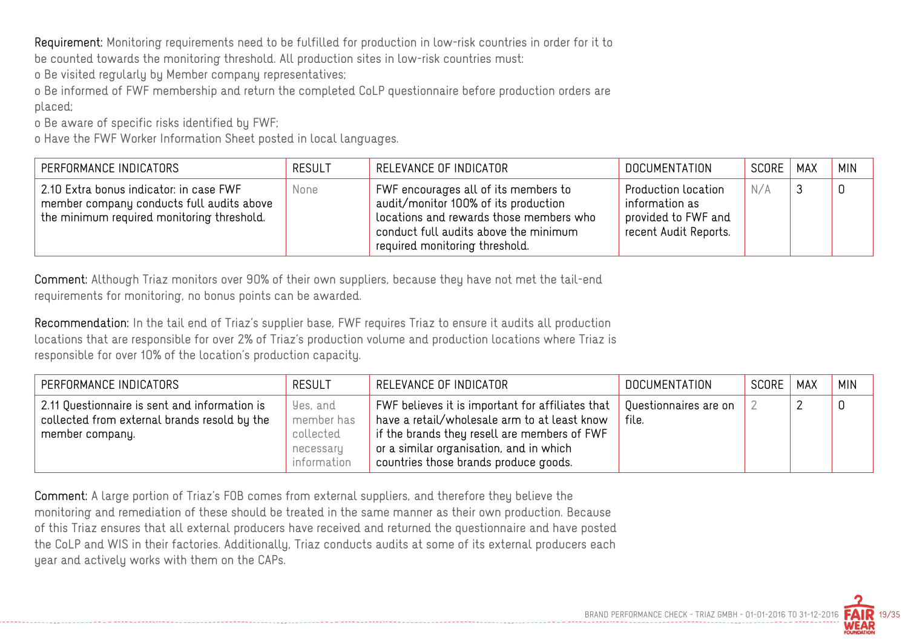**Requirement:** Monitoring requirements need to be fulfilled for production in low-risk countries in order for it to be counted towards the monitoring threshold. All production sites in low-risk countries must:

o Be visited regularly by Member company representatives;

o Be informed of FWF membership and return the completed CoLP questionnaire before production orders are placed;

o Be aware of specific risks identified by FWF;

o Have the FWF Worker Information Sheet posted in local languages.

| PERFORMANCE INDICATORS | RESULT | RELEVANCE OF INDICATOR | DOCUMENTATION | SCORE | MAX | MIN |
|---|---|---|---|---|---|---|
| 2.10 Extra bonus indicator: in case FWF member company conducts full audits above the minimum required monitoring threshold. | None | FWF encourages all of its members to audit/monitor 100% of its production locations and rewards those members who conduct full audits above the minimum required monitoring threshold. | Production location information as provided to FWF and recent Audit Reports. | N/A | 3 | 0 |

**Comment:** Although Triaz monitors over 90% of their own suppliers, because they have not met the tail-end requirements for monitoring, no bonus points can be awarded.

**Recommendation:** In the tail end of Triaz's supplier base, FWF requires Triaz to ensure it audits all production locations that are responsible for over 2% of Triaz's production volume and production locations where Triaz is responsible for over 10% of the location's production capacity.

| PERFORMANCE INDICATORS | RESULT | RELEVANCE OF INDICATOR | DOCUMENTATION | SCORE | MAX | MIN |
|---|---|---|---|---|---|---|
| 2.11 Questionnaire is sent and information is collected from external brands resold by the member company. | Yes, and member has collected necessary information | FWF believes it is important for affiliates that have a retail/wholesale arm to at least know if the brands they resell are members of FWF or a similar organisation, and in which countries those brands produce goods. | Questionnaires are on file. | 2 | 2 | 0 |

**Comment:** A large portion of Triaz's FOB comes from external suppliers, and therefore they believe the monitoring and remediation of these should be treated in the same manner as their own production. Because of this Triaz ensures that all external producers have received and returned the questionnaire and have posted the CoLP and WIS in their factories. Additionally, Triaz conducts audits at some of its external producers each year and actively works with them on the CAPs.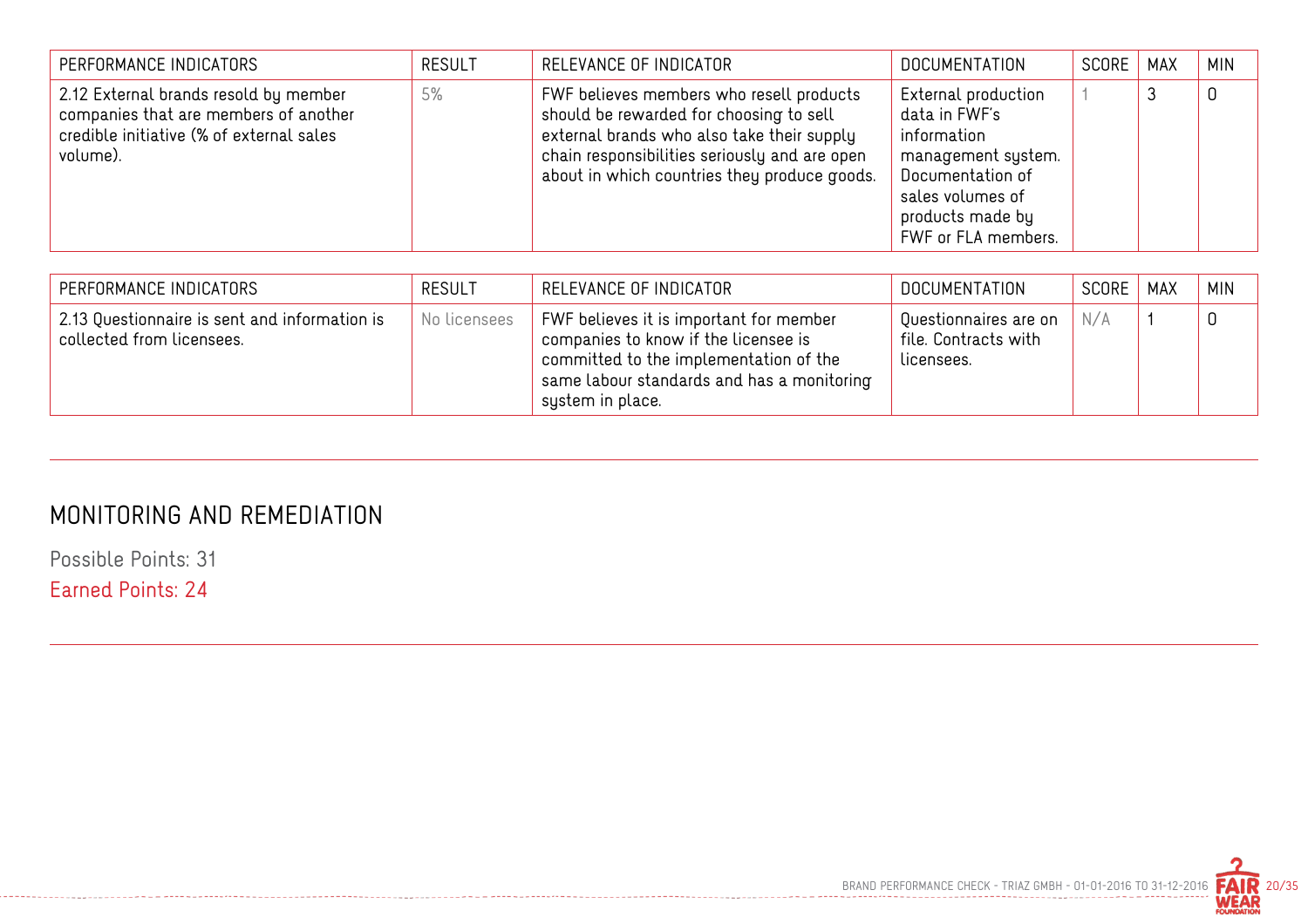| PERFORMANCE INDICATORS | RESULT | RELEVANCE OF INDICATOR | DOCUMENTATION | SCORE | MAX | MIN |
|---|---|---|---|---|---|---|
| 2.12 External brands resold by member companies that are members of another credible initiative (% of external sales volume). | 5% | FWF believes members who resell products should be rewarded for choosing to sell external brands who also take their supply chain responsibilities seriously and are open about in which countries they produce goods. | External production data in FWF's information management system. Documentation of sales volumes of products made by FWF or FLA members. | 1 | 3 | 0 |

| PERFORMANCE INDICATORS | RESULT | RELEVANCE OF INDICATOR | DOCUMENTATION | SCORE | MAX | MIN |
|---|---|---|---|---|---|---|
| 2.13 Questionnaire is sent and information is collected from licensees. | No licensees | FWF believes it is important for member companies to know if the licensee is committed to the implementation of the same labour standards and has a monitoring system in place. | Questionnaires are on file. Contracts with licensees. | N/A | 1 | 0 |

## MONITORING AND REMEDIATION

Possible Points: 31

Earned Points: 24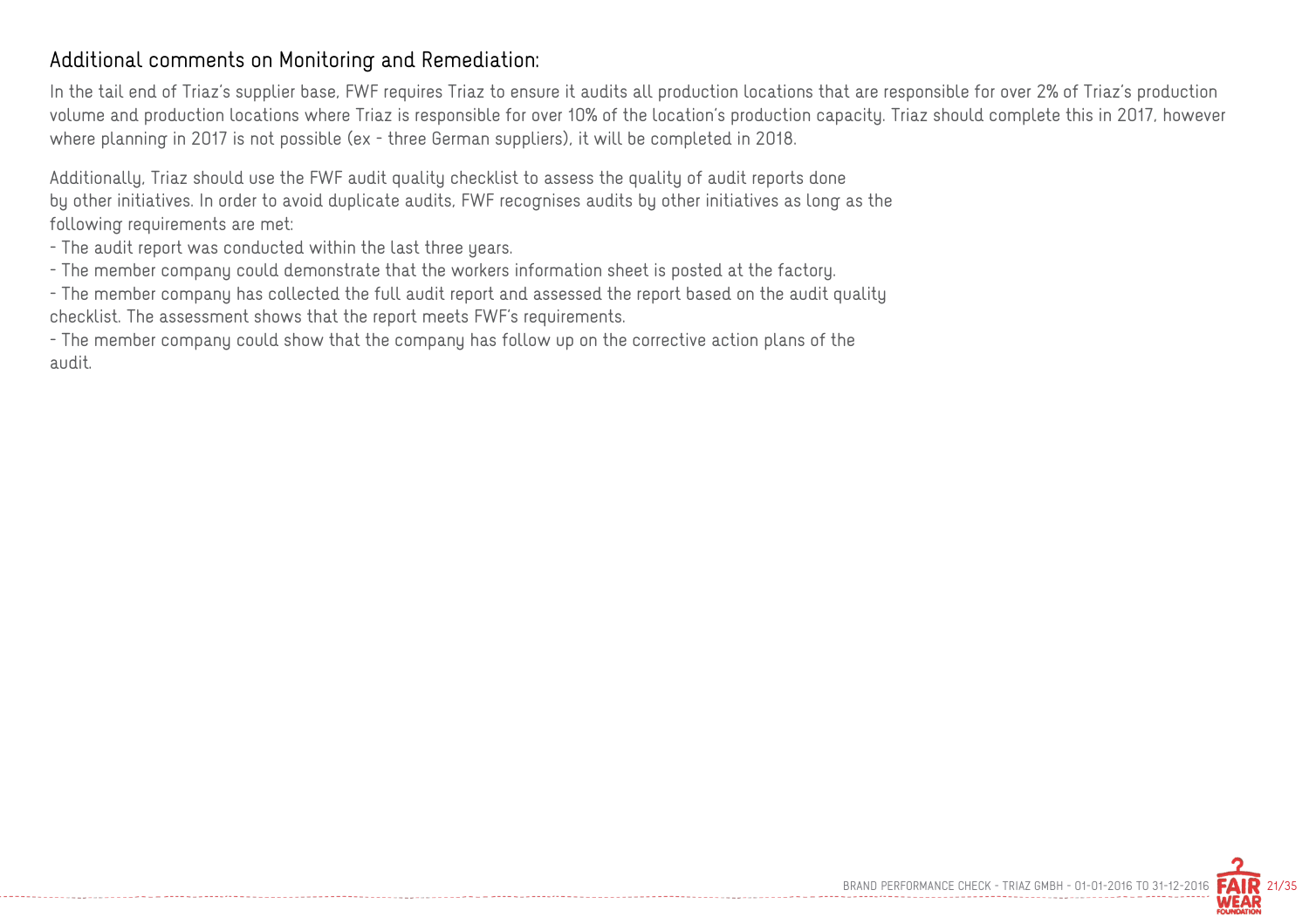### Additional comments on Monitoring and Remediation:

In the tail end of Triaz's supplier base, FWF requires Triaz to ensure it audits all production locations that are responsible for over 2% of Triaz's production volume and production locations where Triaz is responsible for over 10% of the location's production capacity. Triaz should complete this in 2017, however where planning in 2017 is not possible (ex - three German suppliers), it will be completed in 2018.

Additionally, Triaz should use the FWF audit quality checklist to assess the quality of audit reports done by other initiatives. In order to avoid duplicate audits, FWF recognises audits by other initiatives as long as the following requirements are met:

- The audit report was conducted within the last three years.
- The member company could demonstrate that the workers information sheet is posted at the factory.
- The member company has collected the full audit report and assessed the report based on the audit quality checklist. The assessment shows that the report meets FWF's requirements.
- The member company could show that the company has follow up on the corrective action plans of the audit.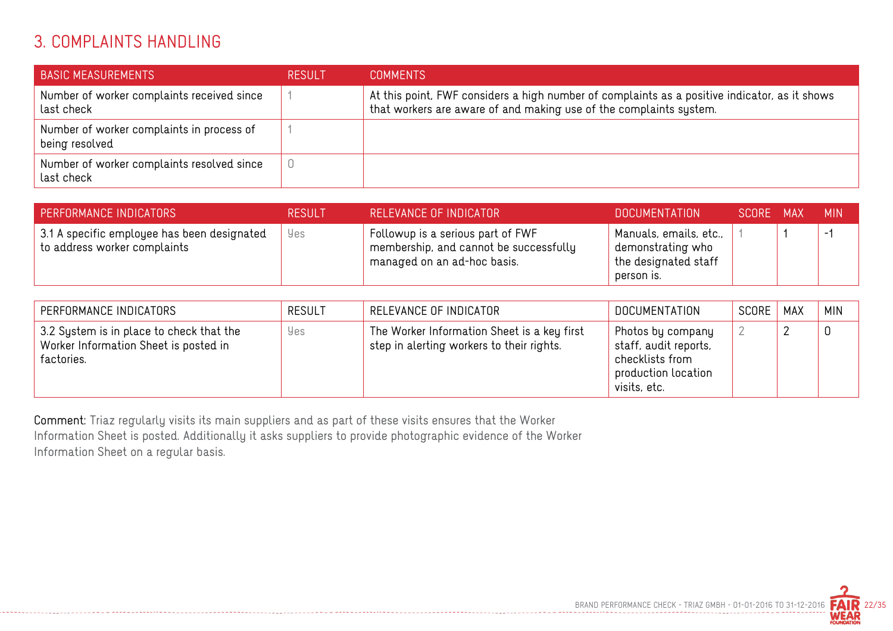## 3. COMPLAINTS HANDLING

| BASIC MEASUREMENTS | RESULT | COMMENTS |
|---|---|---|
| Number of worker complaints received since last check | 1 | At this point, FWF considers a high number of complaints as a positive indicator, as it shows that workers are aware of and making use of the complaints system. |
| Number of worker complaints in process of being resolved | 1 | |
| Number of worker complaints resolved since last check | 0 | |

| PERFORMANCE INDICATORS | RESULT | RELEVANCE OF INDICATOR | DOCUMENTATION | SCORE | MAX | MIN |
|---|---|---|---|---|---|---|
| 3.1 A specific employee has been designated to address worker complaints | Yes | Followup is a serious part of FWF membership, and cannot be successfully managed on an ad-hoc basis. | Manuals, emails, etc., demonstrating who the designated staff person is. | 1 | 1 | -1 |

| PERFORMANCE INDICATORS | RESULT | RELEVANCE OF INDICATOR | DOCUMENTATION | SCORE | MAX | MIN |
|---|---|---|---|---|---|---|
| 3.2 System is in place to check that the Worker Information Sheet is posted in factories. | Yes | The Worker Information Sheet is a key first step in alerting workers to their rights. | Photos by company staff, audit reports, checklists from production location visits, etc. | 2 | 2 | 0 |

**Comment:** Triaz regularly visits its main suppliers and as part of these visits ensures that the Worker Information Sheet is posted. Additionally it asks suppliers to provide photographic evidence of the Worker Information Sheet on a regular basis.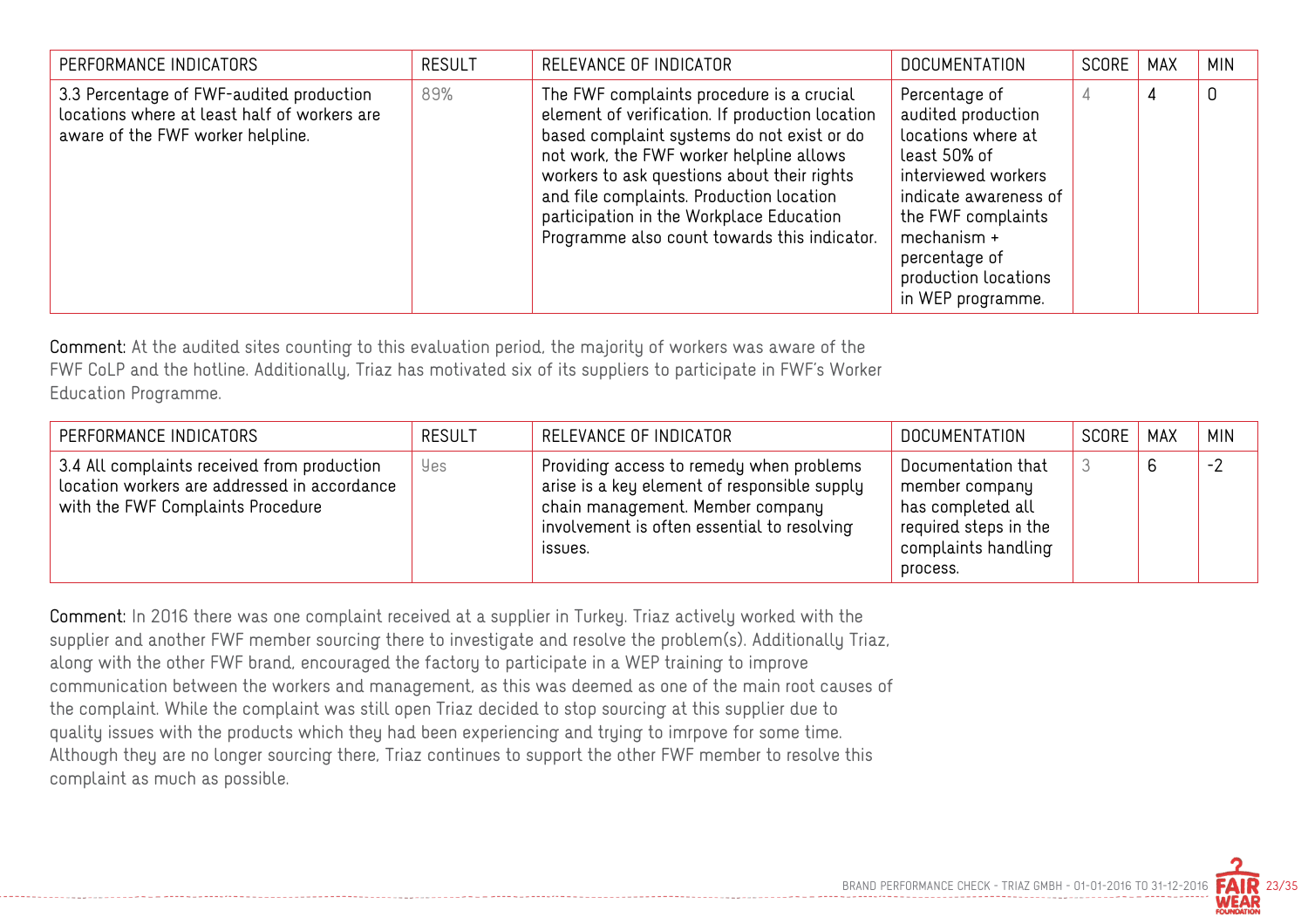| PERFORMANCE INDICATORS | RESULT | RELEVANCE OF INDICATOR | DOCUMENTATION | SCORE | MAX | MIN |
|---|---|---|---|---|---|---|
| 3.3 Percentage of FWF-audited production locations where at least half of workers are aware of the FWF worker helpline. | 89% | The FWF complaints procedure is a crucial element of verification. If production location based complaint systems do not exist or do not work, the FWF worker helpline allows workers to ask questions about their rights and file complaints. Production location participation in the Workplace Education Programme also count towards this indicator. | Percentage of audited production locations where at least 50% of interviewed workers indicate awareness of the FWF complaints mechanism + percentage of production locations in WEP programme. | 4 | 4 | 0 |

**Comment:** At the audited sites counting to this evaluation period, the majority of workers was aware of the FWF CoLP and the hotline. Additionally, Triaz has motivated six of its suppliers to participate in FWF's Worker Education Programme.

| PERFORMANCE INDICATORS | RESULT | RELEVANCE OF INDICATOR | DOCUMENTATION | SCORE | MAX | MIN |
|---|---|---|---|---|---|---|
| 3.4 All complaints received from production location workers are addressed in accordance with the FWF Complaints Procedure | Yes | Providing access to remedy when problems arise is a key element of responsible supply chain management. Member company involvement is often essential to resolving issues. | Documentation that member company has completed all required steps in the complaints handling process. | 3 | 6 | -2 |

**Comment:** In 2016 there was one complaint received at a supplier in Turkey. Triaz actively worked with the supplier and another FWF member sourcing there to investigate and resolve the problem(s). Additionally Triaz, along with the other FWF brand, encouraged the factory to participate in a WEP training to improve communication between the workers and management, as this was deemed as one of the main root causes of the complaint. While the complaint was still open Triaz decided to stop sourcing at this supplier due to quality issues with the products which they had been experiencing and trying to imrpove for some time. Although they are no longer sourcing there, Triaz continues to support the other FWF member to resolve this complaint as much as possible.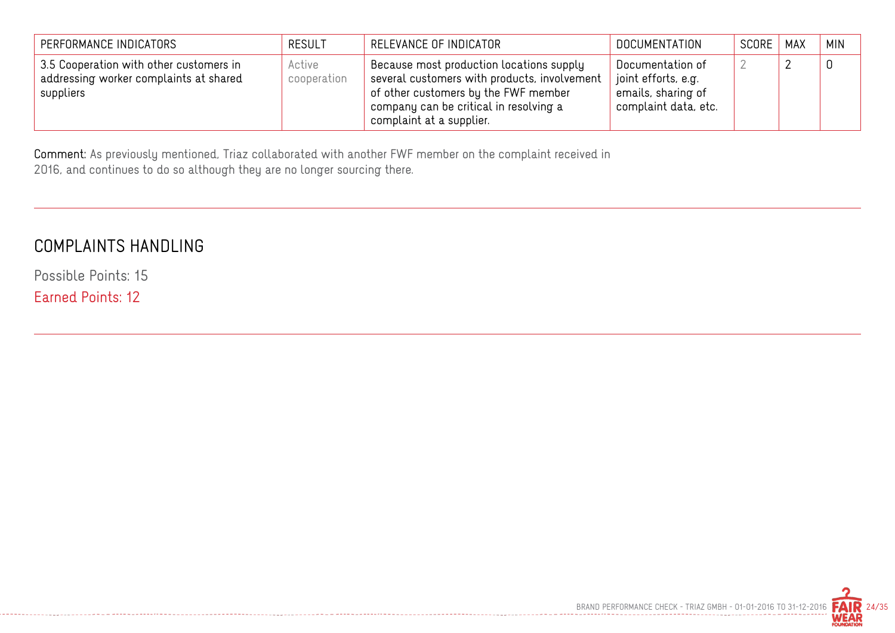| PERFORMANCE INDICATORS | RESULT | RELEVANCE OF INDICATOR | DOCUMENTATION | SCORE | MAX | MIN |
|---|---|---|---|---|---|---|
| 3.5 Cooperation with other customers in addressing worker complaints at shared suppliers | Active cooperation | Because most production locations supply several customers with products, involvement of other customers by the FWF member company can be critical in resolving a complaint at a supplier. | Documentation of joint efforts, e.g. emails, sharing of complaint data, etc. | 2 | 2 | 0 |

**Comment:** As previously mentioned, Triaz collaborated with another FWF member on the complaint received in 2016, and continues to do so although they are no longer sourcing there.

## COMPLAINTS HANDLING

Possible Points: 15

Earned Points: 12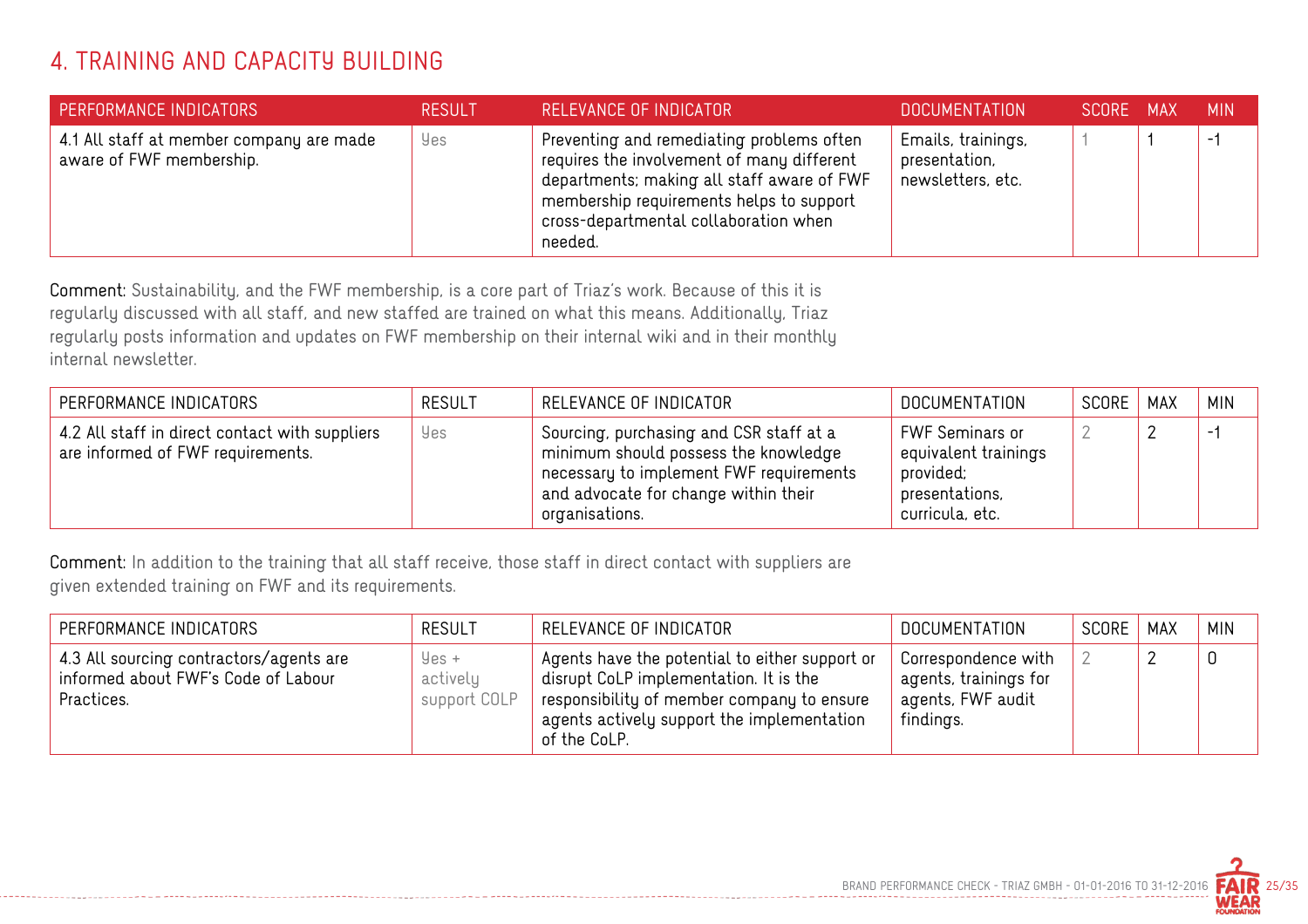## 4. TRAINING AND CAPACITY BUILDING

| PERFORMANCE INDICATORS | RESULT | RELEVANCE OF INDICATOR | DOCUMENTATION | SCORE | MAX | MIN |
|---|---|---|---|---|---|---|
| 4.1 All staff at member company are made aware of FWF membership. | Yes | Preventing and remediating problems often requires the involvement of many different departments; making all staff aware of FWF membership requirements helps to support cross-departmental collaboration when needed. | Emails, trainings, presentation, newsletters, etc. | 1 | 1 | -1 |

**Comment:** Sustainability, and the FWF membership, is a core part of Triaz's work. Because of this it is regularly discussed with all staff, and new staffed are trained on what this means. Additionally, Triaz regularly posts information and updates on FWF membership on their internal wiki and in their monthly internal newsletter.

| PERFORMANCE INDICATORS | RESULT | RELEVANCE OF INDICATOR | DOCUMENTATION | SCORE | MAX | MIN |
|---|---|---|---|---|---|---|
| 4.2 All staff in direct contact with suppliers are informed of FWF requirements. | Yes | Sourcing, purchasing and CSR staff at a minimum should possess the knowledge necessary to implement FWF requirements and advocate for change within their organisations. | FWF Seminars or equivalent trainings provided; presentations, curricula, etc. | 2 | 2 | -1 |

**Comment:** In addition to the training that all staff receive, those staff in direct contact with suppliers are given extended training on FWF and its requirements.

| PERFORMANCE INDICATORS | RESULT | RELEVANCE OF INDICATOR | DOCUMENTATION | SCORE | MAX | MIN |
|---|---|---|---|---|---|---|
| 4.3 All sourcing contractors/agents are informed about FWF's Code of Labour Practices. | Yes + actively support COLP | Agents have the potential to either support or disrupt CoLP implementation. It is the responsibility of member company to ensure agents actively support the implementation of the CoLP. | Correspondence with agents, trainings for agents, FWF audit findings. | 2 | 2 | 0 |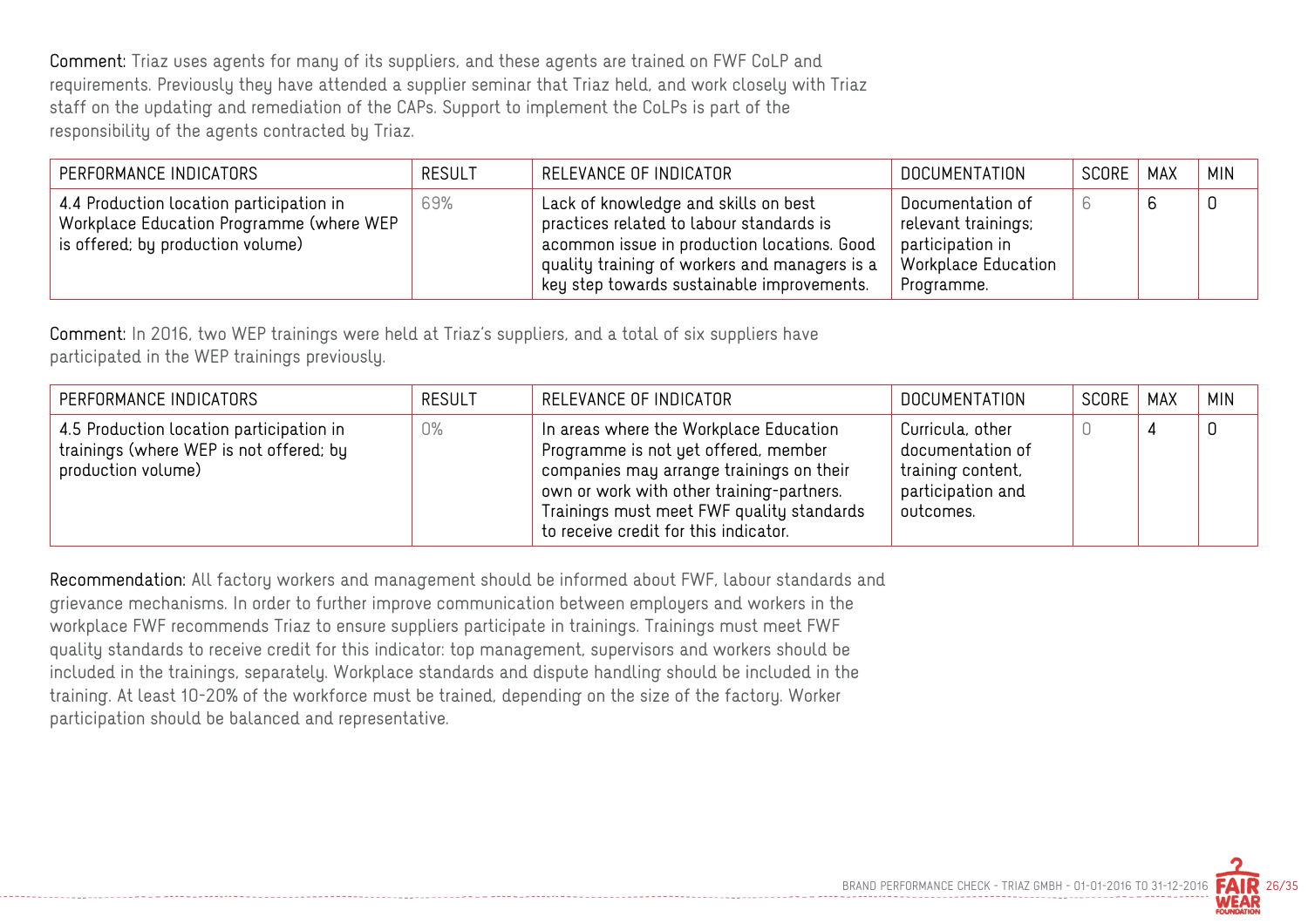**Comment:** Triaz uses agents for many of its suppliers, and these agents are trained on FWF CoLP and requirements. Previously they have attended a supplier seminar that Triaz held, and work closely with Triaz staff on the updating and remediation of the CAPs. Support to implement the CoLPs is part of the responsibility of the agents contracted by Triaz.

| PERFORMANCE INDICATORS | RESULT | RELEVANCE OF INDICATOR | DOCUMENTATION | SCORE | MAX | MIN |
|---|---|---|---|---|---|---|
| 4.4 Production location participation in Workplace Education Programme (where WEP is offered; by production volume) | 69% | Lack of knowledge and skills on best practices related to labour standards is acommon issue in production locations. Good quality training of workers and managers is a key step towards sustainable improvements. | Documentation of relevant trainings; participation in Workplace Education Programme. | 6 | 6 | 0 |

**Comment:** In 2016, two WEP trainings were held at Triaz's suppliers, and a total of six suppliers have participated in the WEP trainings previously.

| PERFORMANCE INDICATORS | RESULT | RELEVANCE OF INDICATOR | DOCUMENTATION | SCORE | MAX | MIN |
|---|---|---|---|---|---|---|
| 4.5 Production location participation in trainings (where WEP is not offered; by production volume) | 0% | In areas where the Workplace Education Programme is not yet offered, member companies may arrange trainings on their own or work with other training-partners. Trainings must meet FWF quality standards to receive credit for this indicator. | Curricula, other documentation of training content, participation and outcomes. | 0 | 4 | 0 |

**Recommendation:** All factory workers and management should be informed about FWF, labour standards and grievance mechanisms. In order to further improve communication between employers and workers in the workplace FWF recommends Triaz to ensure suppliers participate in trainings. Trainings must meet FWF quality standards to receive credit for this indicator: top management, supervisors and workers should be included in the trainings, separately. Workplace standards and dispute handling should be included in the training. At least 10-20% of the workforce must be trained, depending on the size of the factory. Worker participation should be balanced and representative.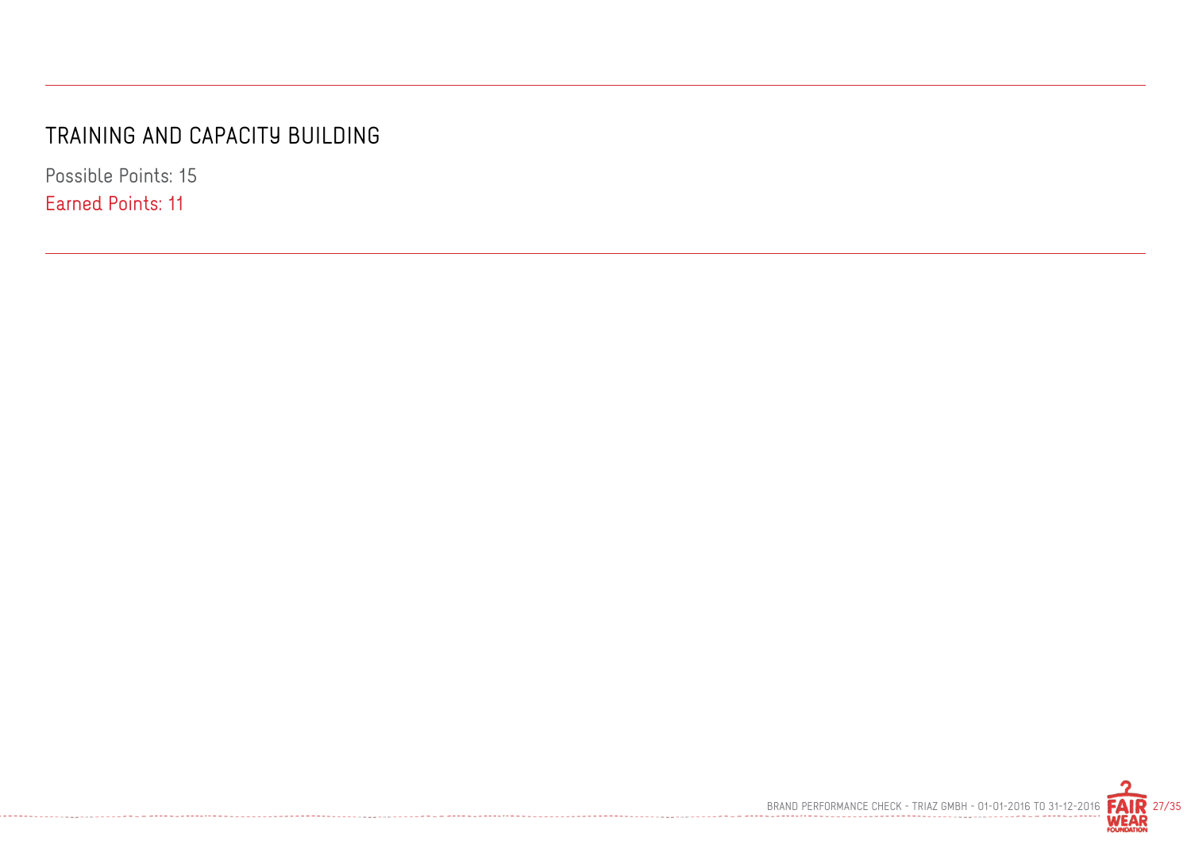## TRAINING AND CAPACITY BUILDING

Possible Points: 15

Earned Points: 11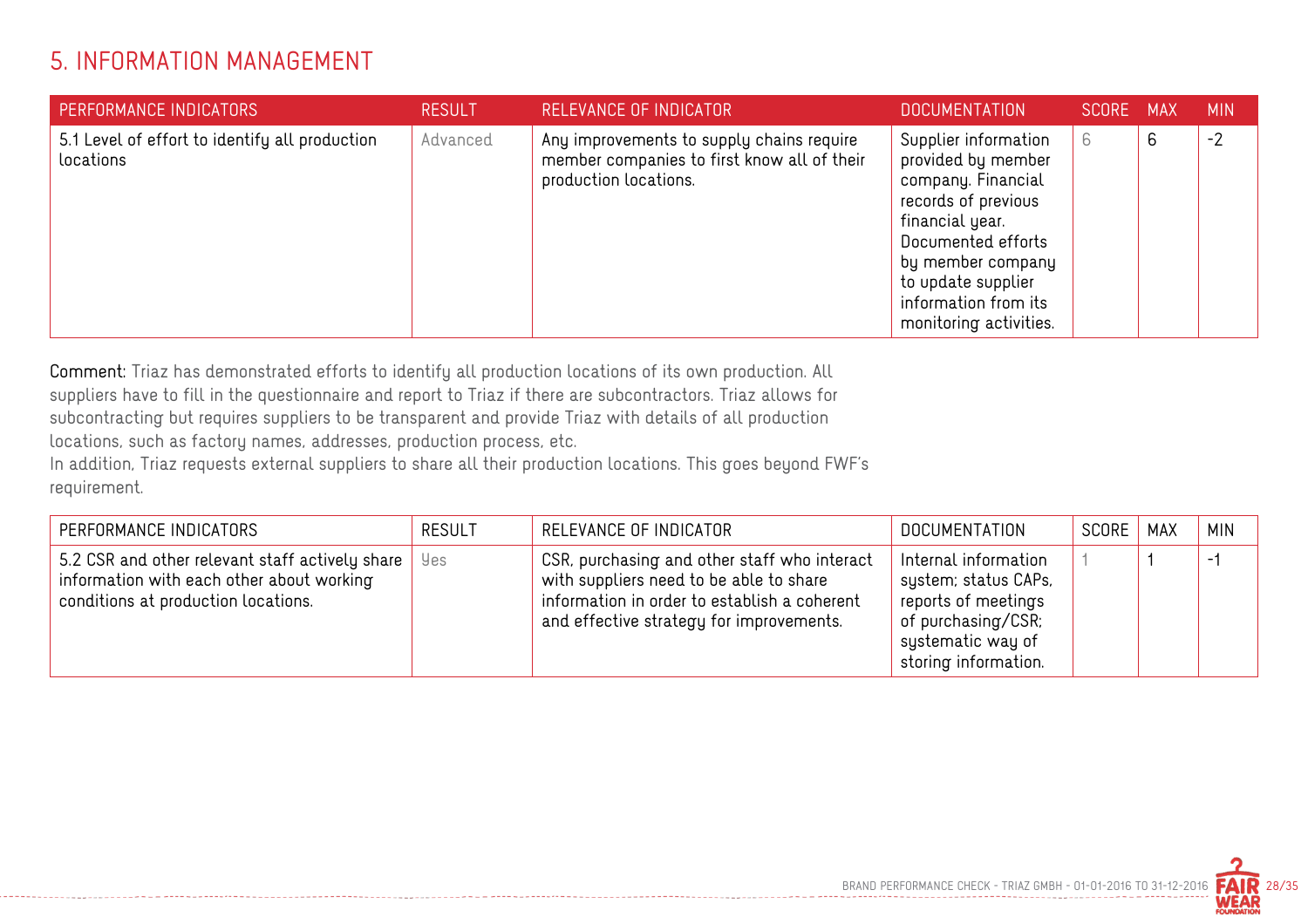# 5. INFORMATION MANAGEMENT

| PERFORMANCE INDICATORS | RESULT | RELEVANCE OF INDICATOR | DOCUMENTATION | SCORE | MAX | MIN |
|---|---|---|---|---|---|---|
| 5.1 Level of effort to identify all production locations | Advanced | Any improvements to supply chains require member companies to first know all of their production locations. | Supplier information provided by member company. Financial records of previous financial year. Documented efforts by member company to update supplier information from its monitoring activities. | 6 | 6 | -2 |

**Comment:** Triaz has demonstrated efforts to identify all production locations of its own production. All suppliers have to fill in the questionnaire and report to Triaz if there are subcontractors. Triaz allows for subcontracting but requires suppliers to be transparent and provide Triaz with details of all production locations, such as factory names, addresses, production process, etc.
In addition, Triaz requests external suppliers to share all their production locations. This goes beyond FWF's requirement.

| PERFORMANCE INDICATORS | RESULT | RELEVANCE OF INDICATOR | DOCUMENTATION | SCORE | MAX | MIN |
|---|---|---|---|---|---|---|
| 5.2 CSR and other relevant staff actively share information with each other about working conditions at production locations. | Yes | CSR, purchasing and other staff who interact with suppliers need to be able to share information in order to establish a coherent and effective strategy for improvements. | Internal information system; status CAPs, reports of meetings of purchasing/CSR; systematic way of storing information. | 1 | 1 | -1 |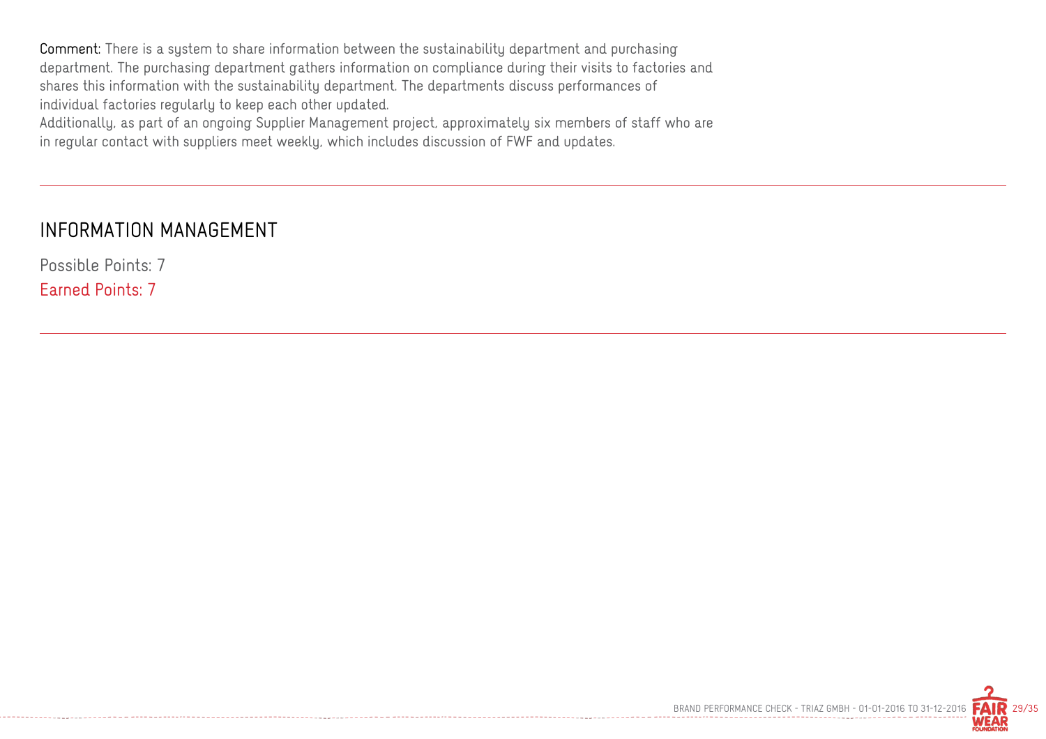**Comment:** There is a system to share information between the sustainability department and purchasing department. The purchasing department gathers information on compliance during their visits to factories and shares this information with the sustainability department. The departments discuss performances of individual factories regularly to keep each other updated.
Additionally, as part of an ongoing Supplier Management project, approximately six members of staff who are in regular contact with suppliers meet weekly, which includes discussion of FWF and updates.

---

## INFORMATION MANAGEMENT

Possible Points: 7

Earned Points: 7

---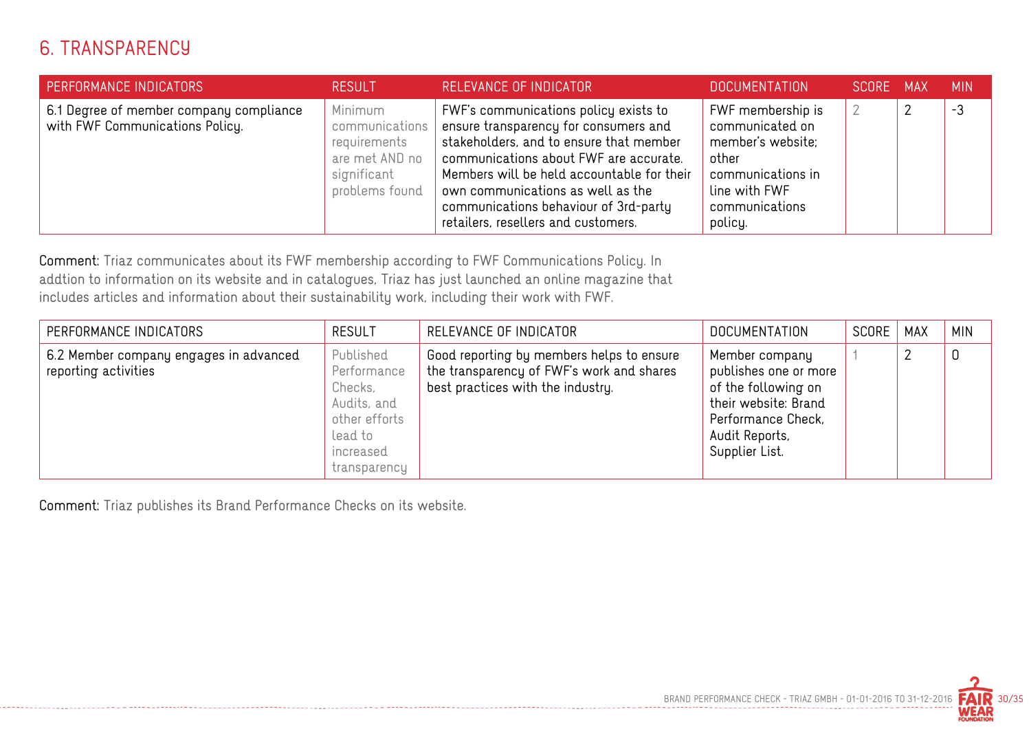## 6. TRANSPARENCY

| PERFORMANCE INDICATORS | RESULT | RELEVANCE OF INDICATOR | DOCUMENTATION | SCORE | MAX | MIN |
|---|---|---|---|---|---|---|
| 6.1 Degree of member company compliance with FWF Communications Policy. | Minimum communications requirements are met AND no significant problems found | FWF's communications policy exists to ensure transparency for consumers and stakeholders, and to ensure that member communications about FWF are accurate. Members will be held accountable for their own communications as well as the communications behaviour of 3rd-party retailers, resellers and customers. | FWF membership is communicated on member's website; other communications in line with FWF communications policy. | 2 | 2 | -3 |

**Comment:** Triaz communicates about its FWF membership according to FWF Communications Policy. In addtion to information on its website and in catalogues, Triaz has just launched an online magazine that includes articles and information about their sustainability work, including their work with FWF.

| PERFORMANCE INDICATORS | RESULT | RELEVANCE OF INDICATOR | DOCUMENTATION | SCORE | MAX | MIN |
|---|---|---|---|---|---|---|
| 6.2 Member company engages in advanced reporting activities | Published Performance Checks, Audits, and other efforts lead to increased transparency | Good reporting by members helps to ensure the transparency of FWF's work and shares best practices with the industry. | Member company publishes one or more of the following on their website: Brand Performance Check, Audit Reports, Supplier List. | 1 | 2 | 0 |

**Comment:** Triaz publishes its Brand Performance Checks on its website.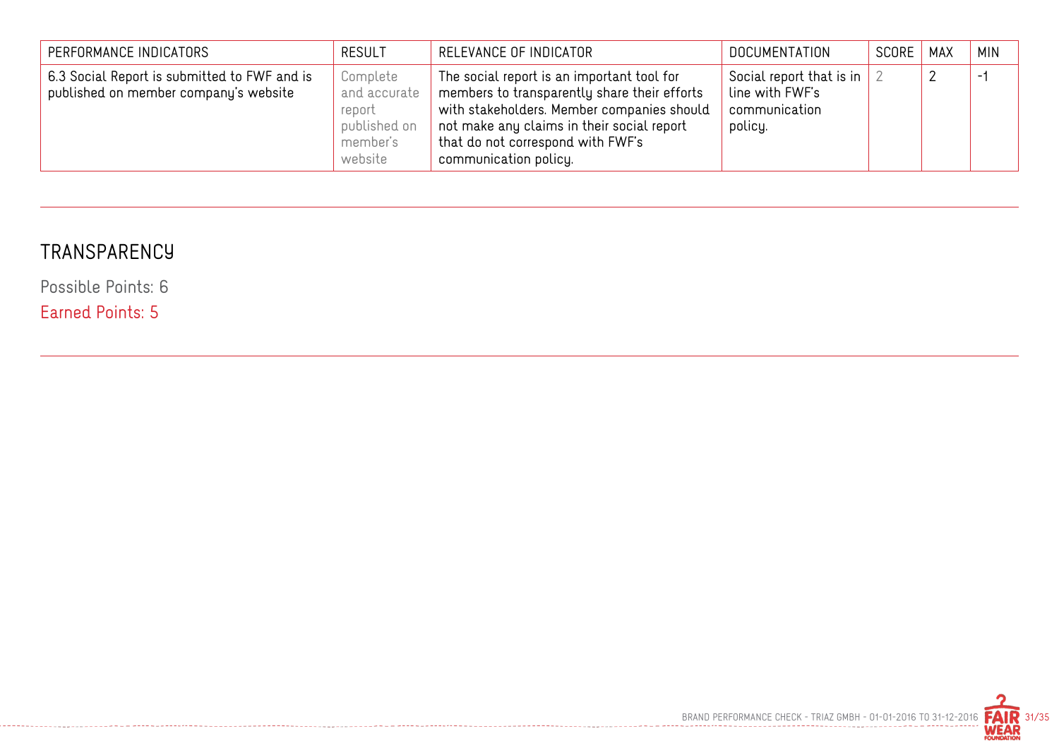| PERFORMANCE INDICATORS | RESULT | RELEVANCE OF INDICATOR | DOCUMENTATION | SCORE | MAX | MIN |
|---|---|---|---|---|---|---|
| 6.3 Social Report is submitted to FWF and is published on member company's website | Complete and accurate report published on member's website | The social report is an important tool for members to transparently share their efforts with stakeholders. Member companies should not make any claims in their social report that do not correspond with FWF's communication policy. | Social report that is in line with FWF's communication policy. | 2 | 2 | -1 |

## TRANSPARENCY

Possible Points: 6

Earned Points: 5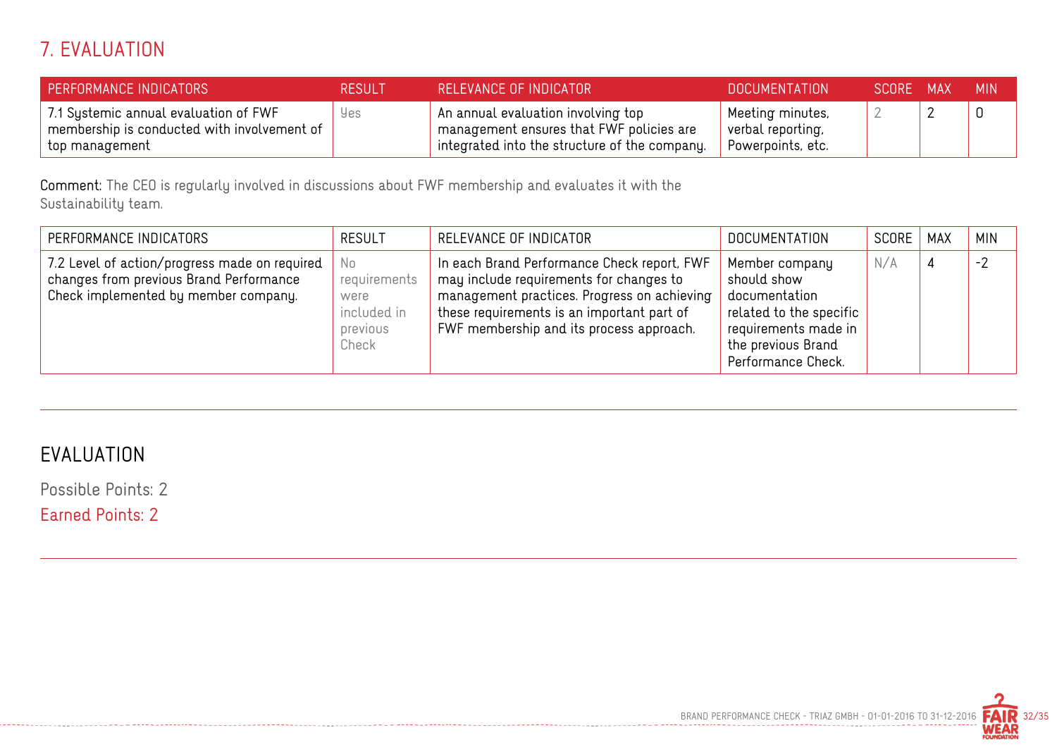## 7. EVALUATION

| PERFORMANCE INDICATORS | RESULT | RELEVANCE OF INDICATOR | DOCUMENTATION | SCORE | MAX | MIN |
|---|---|---|---|---|---|---|
| 7.1 Systemic annual evaluation of FWF membership is conducted with involvement of top management | Yes | An annual evaluation involving top management ensures that FWF policies are integrated into the structure of the company. | Meeting minutes, verbal reporting, Powerpoints, etc. | 2 | 2 | 0 |

**Comment:** The CEO is regularly involved in discussions about FWF membership and evaluates it with the Sustainability team.

| PERFORMANCE INDICATORS | RESULT | RELEVANCE OF INDICATOR | DOCUMENTATION | SCORE | MAX | MIN |
|---|---|---|---|---|---|---|
| 7.2 Level of action/progress made on required changes from previous Brand Performance Check implemented by member company. | No requirements were included in previous Check | In each Brand Performance Check report, FWF may include requirements for changes to management practices. Progress on achieving these requirements is an important part of FWF membership and its process approach. | Member company should show documentation related to the specific requirements made in the previous Brand Performance Check. | N/A | 4 | -2 |

## EVALUATION

Possible Points: 2

Earned Points: 2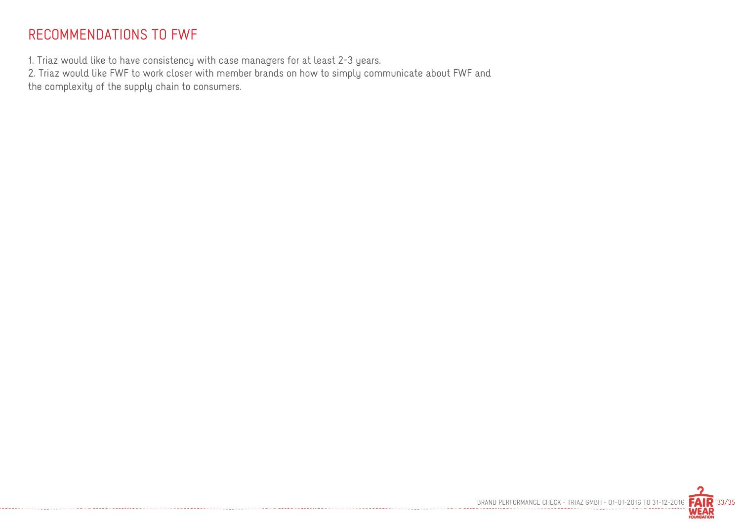# RECOMMENDATIONS TO FWF

1. Triaz would like to have consistency with case managers for at least 2-3 years.
2. Triaz would like FWF to work closer with member brands on how to simply communicate about FWF and the complexity of the supply chain to consumers.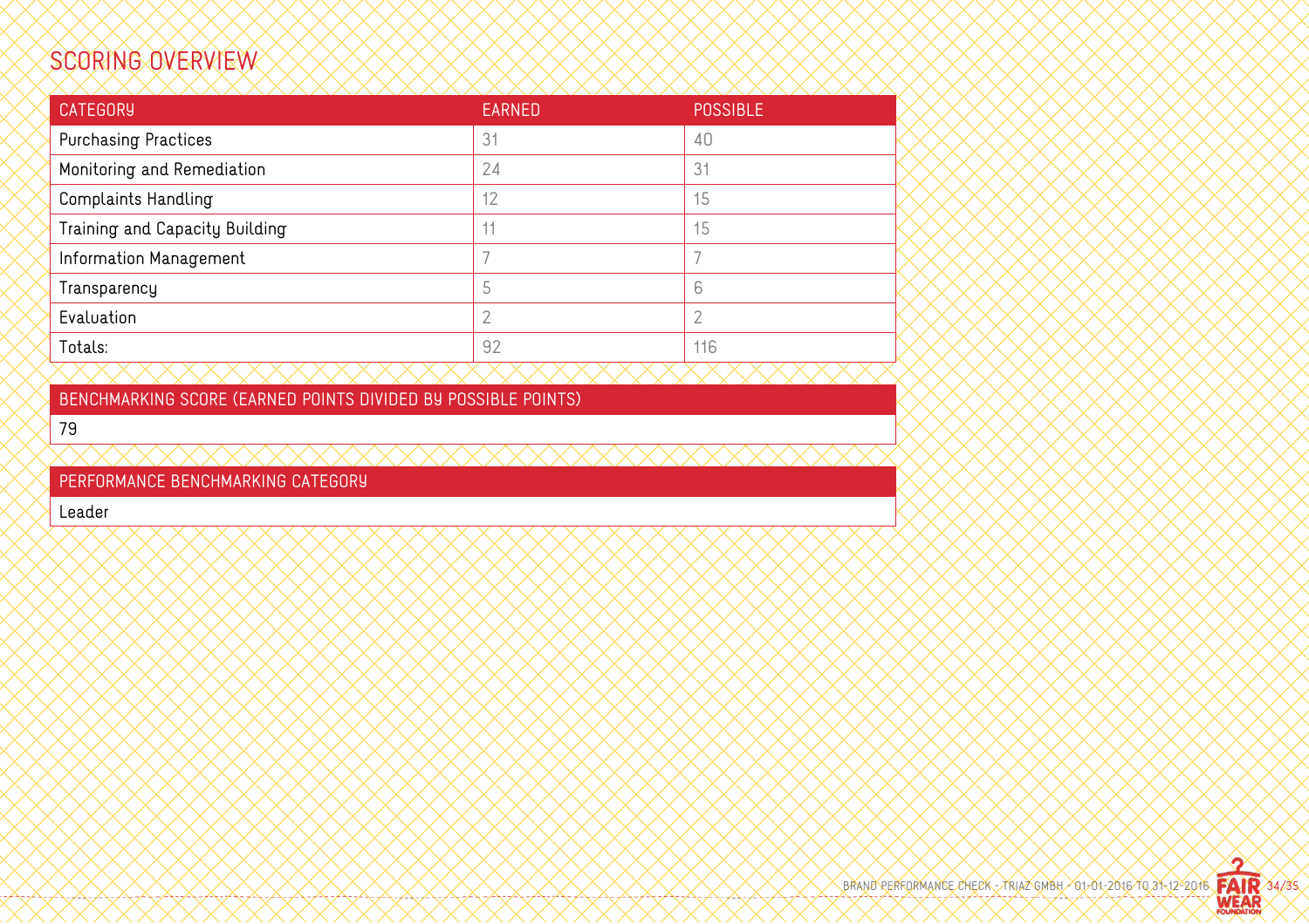## SCORING OVERVIEW

| CATEGORY | EARNED | POSSIBLE |
| --- | --- | --- |
| Purchasing Practices | 31 | 40 |
| Monitoring and Remediation | 24 | 31 |
| Complaints Handling | 12 | 15 |
| Training and Capacity Building | 11 | 15 |
| Information Management | 7 | 7 |
| Transparency | 5 | 6 |
| Evaluation | 2 | 2 |
| Totals: | 92 | 116 |

| BENCHMARKING SCORE (EARNED POINTS DIVIDED BY POSSIBLE POINTS) |
| --- |
| 79 |

| PERFORMANCE BENCHMARKING CATEGORY |
| --- |
| Leader |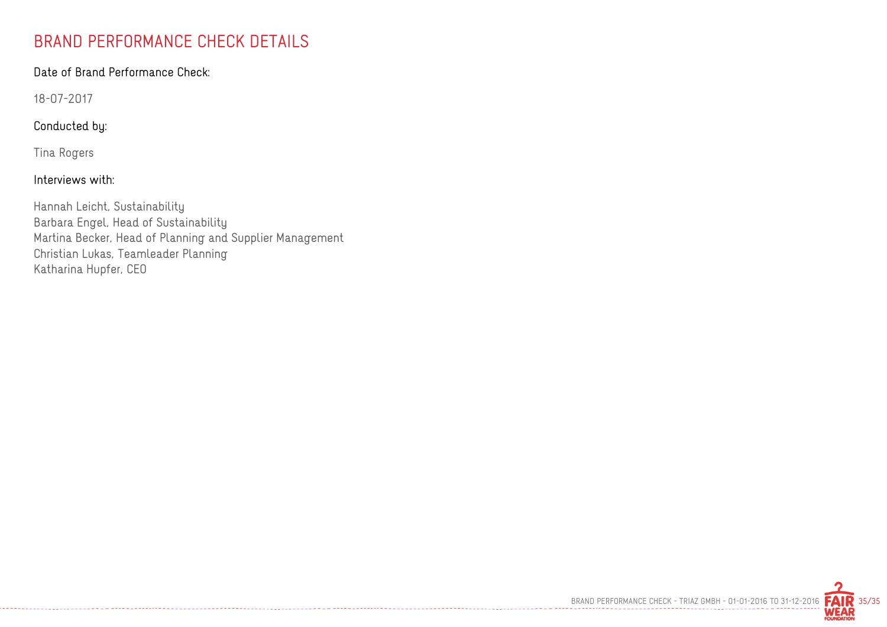# BRAND PERFORMANCE CHECK DETAILS

Date of Brand Performance Check:

18-07-2017

Conducted by:

Tina Rogers

Interviews with:

Hannah Leicht, Sustainability
Barbara Engel, Head of Sustainability
Martina Becker, Head of Planning and Supplier Management
Christian Lukas, Teamleader Planning
Katharina Hupfer, CEO